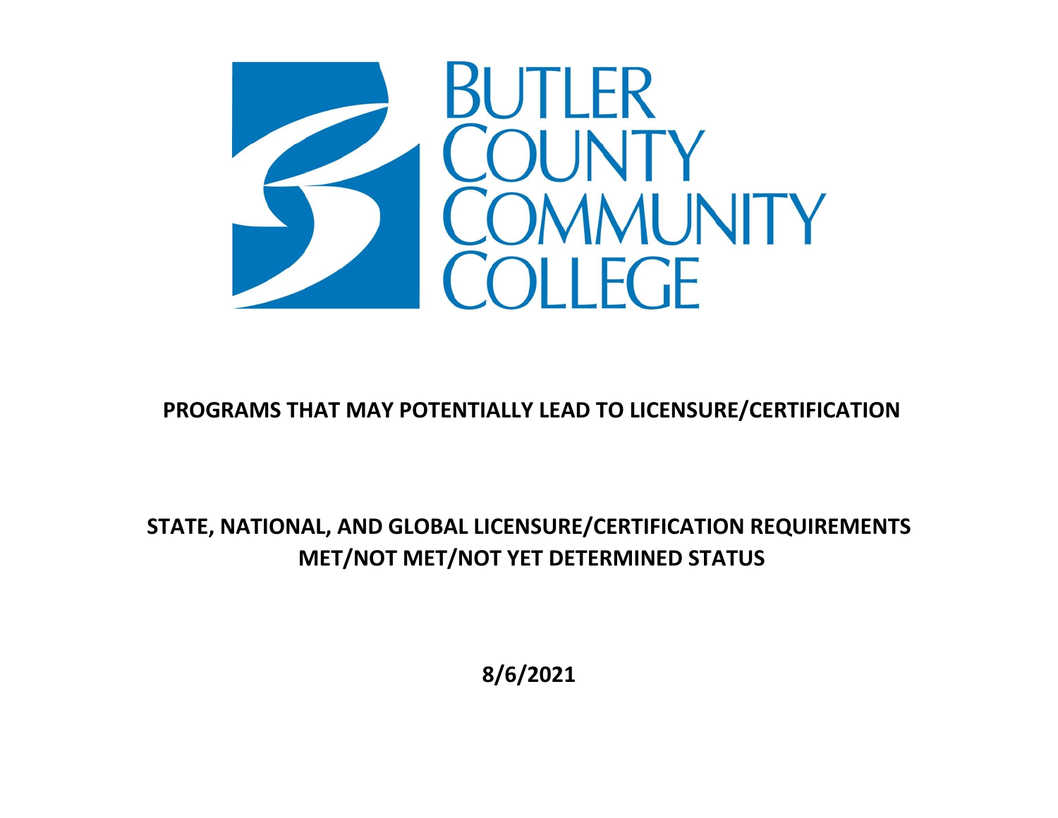# Butler County Community College

## PROGRAMS THAT MAY POTENTIALLY LEAD TO LICENSURE/CERTIFICATION

## STATE, NATIONAL, AND GLOBAL LICENSURE/CERTIFICATION REQUIREMENTS MET/NOT MET/NOT YET DETERMINED STATUS

**8/6/2021**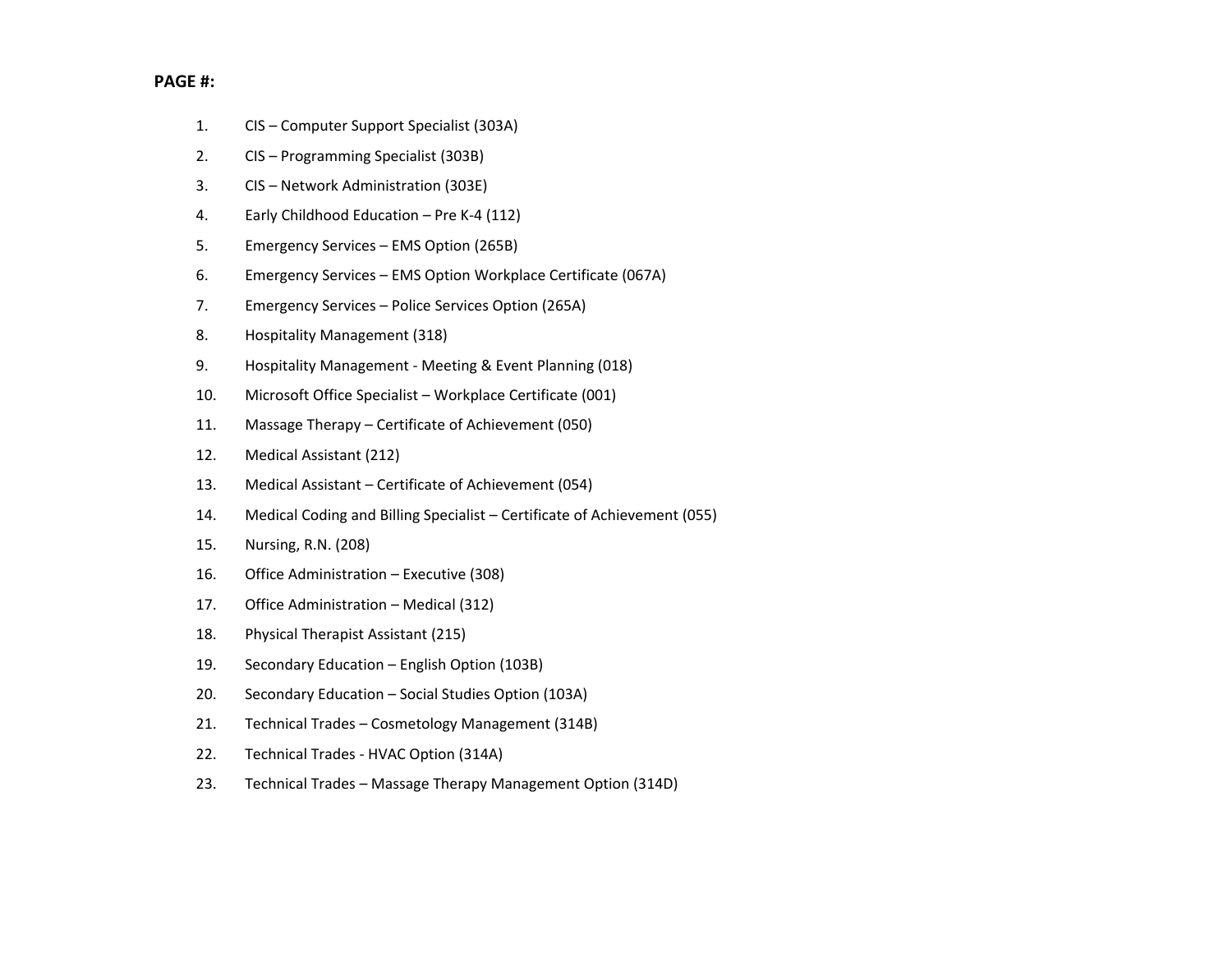**PAGE #:**

1. CIS – Computer Support Specialist (303A)
2. CIS – Programming Specialist (303B)
3. CIS – Network Administration (303E)
4. Early Childhood Education – Pre K-4 (112)
5. Emergency Services – EMS Option (265B)
6. Emergency Services – EMS Option Workplace Certificate (067A)
7. Emergency Services – Police Services Option (265A)
8. Hospitality Management (318)
9. Hospitality Management - Meeting & Event Planning (018)
10. Microsoft Office Specialist – Workplace Certificate (001)
11. Massage Therapy – Certificate of Achievement (050)
12. Medical Assistant (212)
13. Medical Assistant – Certificate of Achievement (054)
14. Medical Coding and Billing Specialist – Certificate of Achievement (055)
15. Nursing, R.N. (208)
16. Office Administration – Executive (308)
17. Office Administration – Medical (312)
18. Physical Therapist Assistant (215)
19. Secondary Education – English Option (103B)
20. Secondary Education – Social Studies Option (103A)
21. Technical Trades – Cosmetology Management (314B)
22. Technical Trades - HVAC Option (314A)
23. Technical Trades – Massage Therapy Management Option (314D)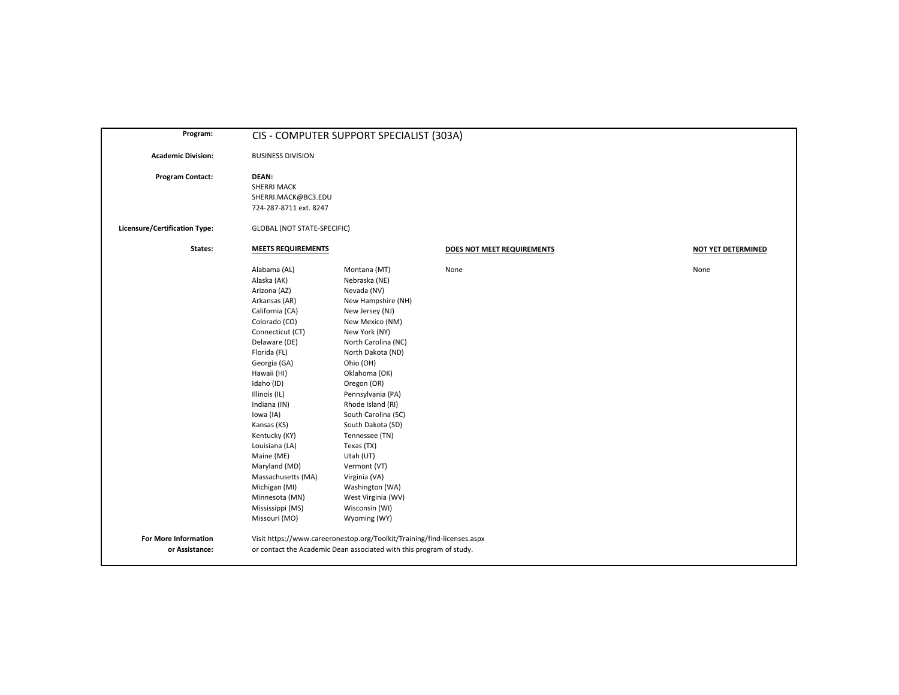**Program:** CIS - COMPUTER SUPPORT SPECIALIST (303A)

**Academic Division:** BUSINESS DIVISION

**Program Contact:** **DEAN:**
SHERRI MACK
SHERRI.MACK@BC3.EDU
724-287-8711 ext. 8247

**Licensure/Certification Type:** GLOBAL (NOT STATE-SPECIFIC)

**States:**

| MEETS REQUIREMENTS | | DOES NOT MEET REQUIREMENTS | NOT YET DETERMINED |
|---|---|---|---|
| Alabama (AL) | Montana (MT) | None | None |
| Alaska (AK) | Nebraska (NE) | | |
| Arizona (AZ) | Nevada (NV) | | |
| Arkansas (AR) | New Hampshire (NH) | | |
| California (CA) | New Jersey (NJ) | | |
| Colorado (CO) | New Mexico (NM) | | |
| Connecticut (CT) | New York (NY) | | |
| Delaware (DE) | North Carolina (NC) | | |
| Florida (FL) | North Dakota (ND) | | |
| Georgia (GA) | Ohio (OH) | | |
| Hawaii (HI) | Oklahoma (OK) | | |
| Idaho (ID) | Oregon (OR) | | |
| Illinois (IL) | Pennsylvania (PA) | | |
| Indiana (IN) | Rhode Island (RI) | | |
| Iowa (IA) | South Carolina (SC) | | |
| Kansas (KS) | South Dakota (SD) | | |
| Kentucky (KY) | Tennessee (TN) | | |
| Louisiana (LA) | Texas (TX) | | |
| Maine (ME) | Utah (UT) | | |
| Maryland (MD) | Vermont (VT) | | |
| Massachusetts (MA) | Virginia (VA) | | |
| Michigan (MI) | Washington (WA) | | |
| Minnesota (MN) | West Virginia (WV) | | |
| Mississippi (MS) | Wisconsin (WI) | | |
| Missouri (MO) | Wyoming (WY) | | |

**For More Information or Assistance:** Visit https://www.careeronestop.org/Toolkit/Training/find-licenses.aspx or contact the Academic Dean associated with this program of study.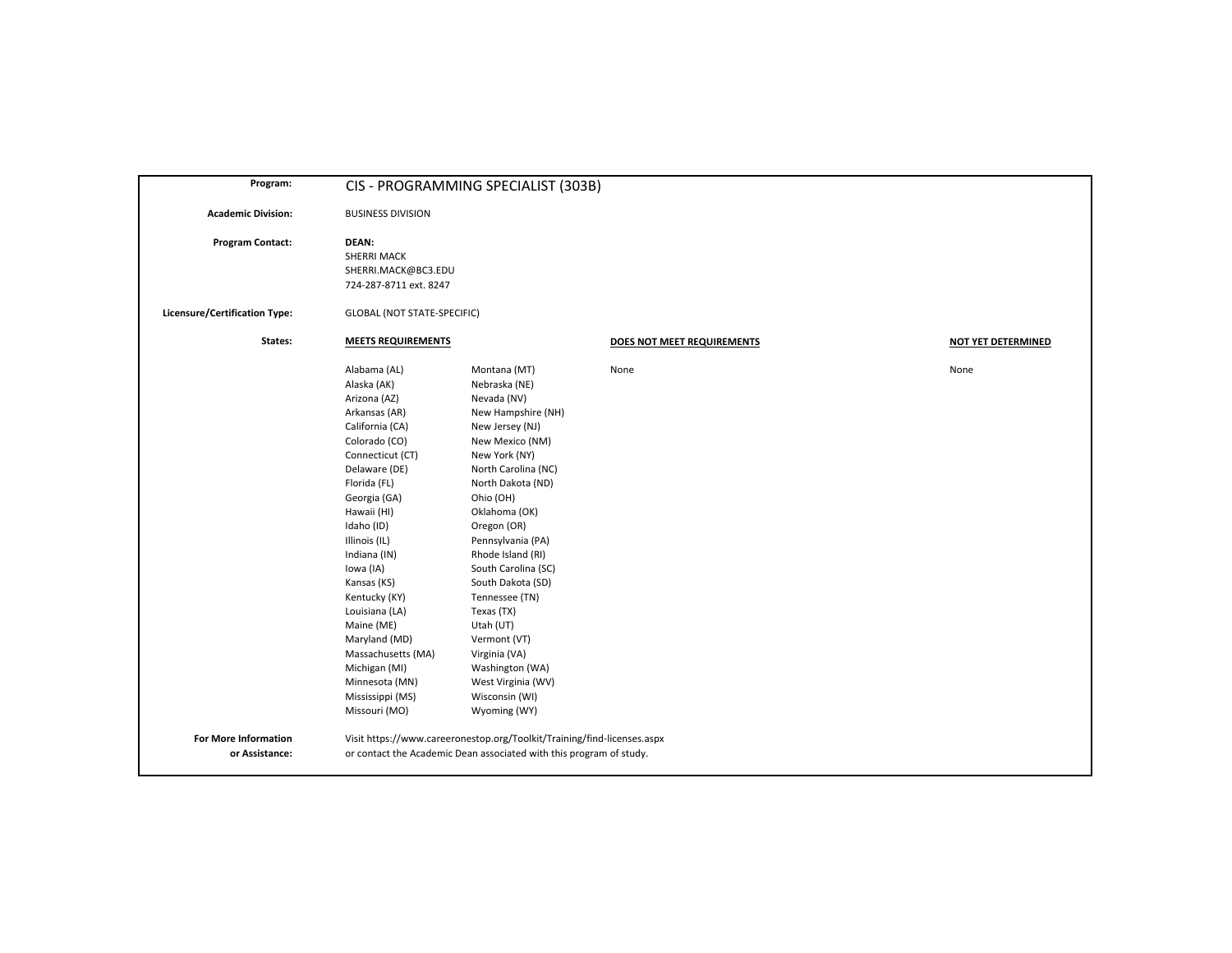**Program:** CIS - PROGRAMMING SPECIALIST (303B)

**Academic Division:** BUSINESS DIVISION

**Program Contact:**
**DEAN:**
SHERRI MACK
SHERRI.MACK@BC3.EDU
724-287-8711 ext. 8247

**Licensure/Certification Type:** GLOBAL (NOT STATE-SPECIFIC)

**States:**

| MEETS REQUIREMENTS | | DOES NOT MEET REQUIREMENTS | NOT YET DETERMINED |
|---|---|---|---|
| Alabama (AL) | Montana (MT) | None | None |
| Alaska (AK) | Nebraska (NE) | | |
| Arizona (AZ) | Nevada (NV) | | |
| Arkansas (AR) | New Hampshire (NH) | | |
| California (CA) | New Jersey (NJ) | | |
| Colorado (CO) | New Mexico (NM) | | |
| Connecticut (CT) | New York (NY) | | |
| Delaware (DE) | North Carolina (NC) | | |
| Florida (FL) | North Dakota (ND) | | |
| Georgia (GA) | Ohio (OH) | | |
| Hawaii (HI) | Oklahoma (OK) | | |
| Idaho (ID) | Oregon (OR) | | |
| Illinois (IL) | Pennsylvania (PA) | | |
| Indiana (IN) | Rhode Island (RI) | | |
| Iowa (IA) | South Carolina (SC) | | |
| Kansas (KS) | South Dakota (SD) | | |
| Kentucky (KY) | Tennessee (TN) | | |
| Louisiana (LA) | Texas (TX) | | |
| Maine (ME) | Utah (UT) | | |
| Maryland (MD) | Vermont (VT) | | |
| Massachusetts (MA) | Virginia (VA) | | |
| Michigan (MI) | Washington (WA) | | |
| Minnesota (MN) | West Virginia (WV) | | |
| Mississippi (MS) | Wisconsin (WI) | | |
| Missouri (MO) | Wyoming (WY) | | |

**For More Information or Assistance:**
Visit https://www.careeronestop.org/Toolkit/Training/find-licenses.aspx
or contact the Academic Dean associated with this program of study.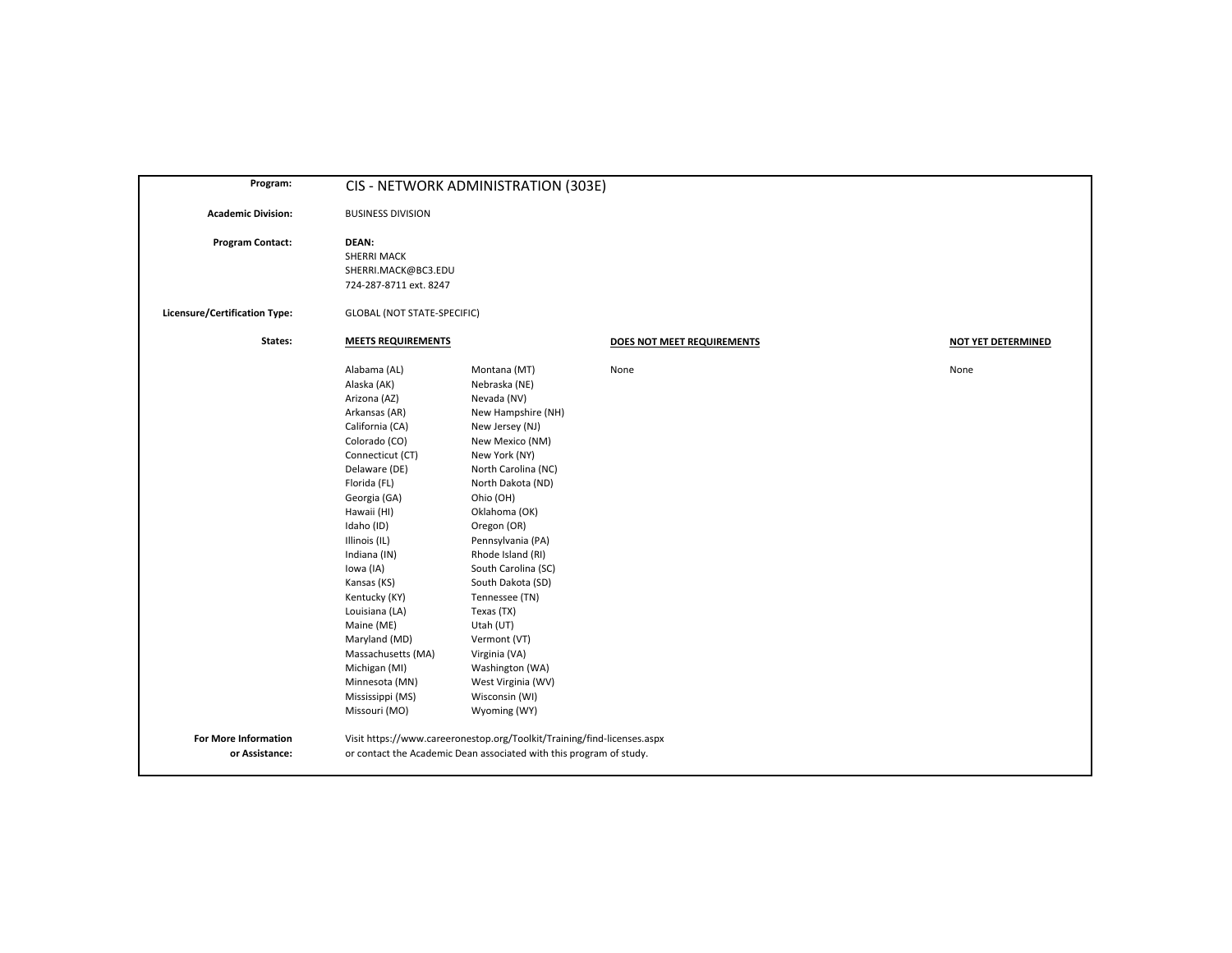**Program:** CIS - NETWORK ADMINISTRATION (303E)

**Academic Division:** BUSINESS DIVISION

**Program Contact:**
**DEAN:**
SHERRI MACK
SHERRI.MACK@BC3.EDU
724-287-8711 ext. 8247

**Licensure/Certification Type:** GLOBAL (NOT STATE-SPECIFIC)

**States:**

| MEETS REQUIREMENTS | | DOES NOT MEET REQUIREMENTS | NOT YET DETERMINED |
|---|---|---|---|
| Alabama (AL) | Montana (MT) | None | None |
| Alaska (AK) | Nebraska (NE) | | |
| Arizona (AZ) | Nevada (NV) | | |
| Arkansas (AR) | New Hampshire (NH) | | |
| California (CA) | New Jersey (NJ) | | |
| Colorado (CO) | New Mexico (NM) | | |
| Connecticut (CT) | New York (NY) | | |
| Delaware (DE) | North Carolina (NC) | | |
| Florida (FL) | North Dakota (ND) | | |
| Georgia (GA) | Ohio (OH) | | |
| Hawaii (HI) | Oklahoma (OK) | | |
| Idaho (ID) | Oregon (OR) | | |
| Illinois (IL) | Pennsylvania (PA) | | |
| Indiana (IN) | Rhode Island (RI) | | |
| Iowa (IA) | South Carolina (SC) | | |
| Kansas (KS) | South Dakota (SD) | | |
| Kentucky (KY) | Tennessee (TN) | | |
| Louisiana (LA) | Texas (TX) | | |
| Maine (ME) | Utah (UT) | | |
| Maryland (MD) | Vermont (VT) | | |
| Massachusetts (MA) | Virginia (VA) | | |
| Michigan (MI) | Washington (WA) | | |
| Minnesota (MN) | West Virginia (WV) | | |
| Mississippi (MS) | Wisconsin (WI) | | |
| Missouri (MO) | Wyoming (WY) | | |

**For More Information or Assistance:**
Visit https://www.careeronestop.org/Toolkit/Training/find-licenses.aspx
or contact the Academic Dean associated with this program of study.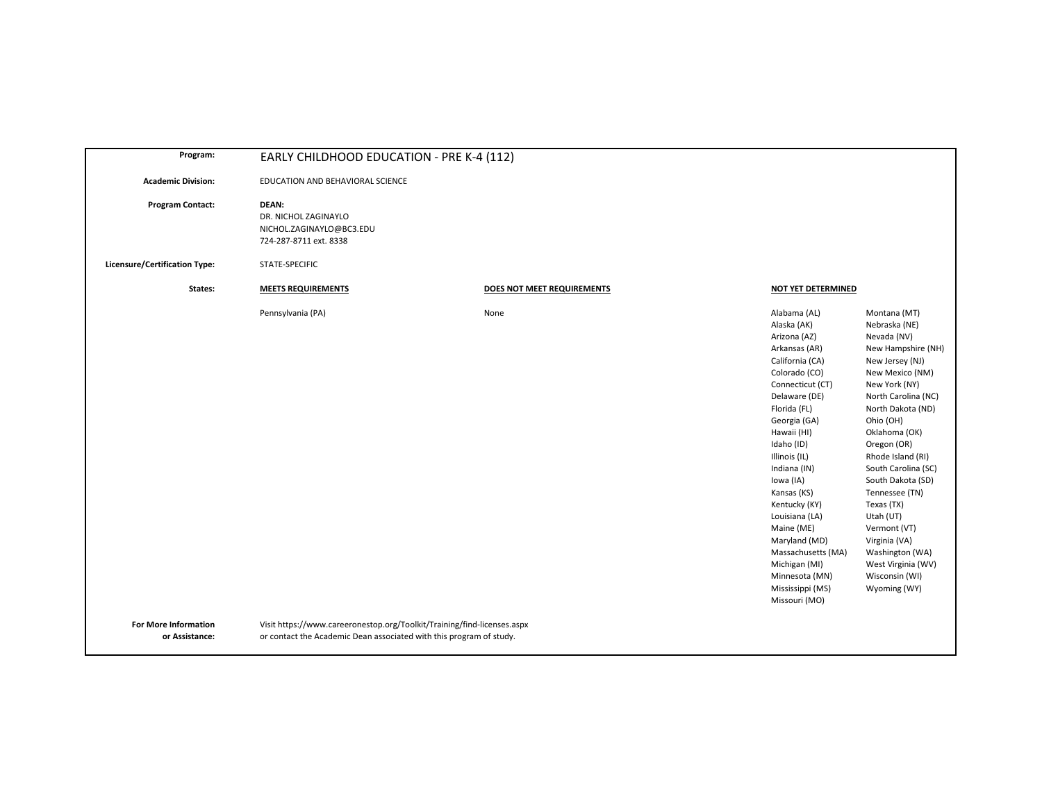**Program:** EARLY CHILDHOOD EDUCATION - PRE K-4 (112)

**Academic Division:** EDUCATION AND BEHAVIORAL SCIENCE

**Program Contact:**
**DEAN:**
DR. NICHOL ZAGINAYLO
NICHOL.ZAGINAYLO@BC3.EDU
724-287-8711 ext. 8338

**Licensure/Certification Type:** STATE-SPECIFIC

**States:**

| MEETS REQUIREMENTS | DOES NOT MEET REQUIREMENTS | NOT YET DETERMINED | |
|---|---|---|---|
| Pennsylvania (PA) | None | Alabama (AL) | Montana (MT) |
| | | Alaska (AK) | Nebraska (NE) |
| | | Arizona (AZ) | Nevada (NV) |
| | | Arkansas (AR) | New Hampshire (NH) |
| | | California (CA) | New Jersey (NJ) |
| | | Colorado (CO) | New Mexico (NM) |
| | | Connecticut (CT) | New York (NY) |
| | | Delaware (DE) | North Carolina (NC) |
| | | Florida (FL) | North Dakota (ND) |
| | | Georgia (GA) | Ohio (OH) |
| | | Hawaii (HI) | Oklahoma (OK) |
| | | Idaho (ID) | Oregon (OR) |
| | | Illinois (IL) | Rhode Island (RI) |
| | | Indiana (IN) | South Carolina (SC) |
| | | Iowa (IA) | South Dakota (SD) |
| | | Kansas (KS) | Tennessee (TN) |
| | | Kentucky (KY) | Texas (TX) |
| | | Louisiana (LA) | Utah (UT) |
| | | Maine (ME) | Vermont (VT) |
| | | Maryland (MD) | Virginia (VA) |
| | | Massachusetts (MA) | Washington (WA) |
| | | Michigan (MI) | West Virginia (WV) |
| | | Minnesota (MN) | Wisconsin (WI) |
| | | Mississippi (MS) | Wyoming (WY) |
| | | Missouri (MO) | |

**For More Information or Assistance:** Visit https://www.careeronestop.org/Toolkit/Training/find-licenses.aspx or contact the Academic Dean associated with this program of study.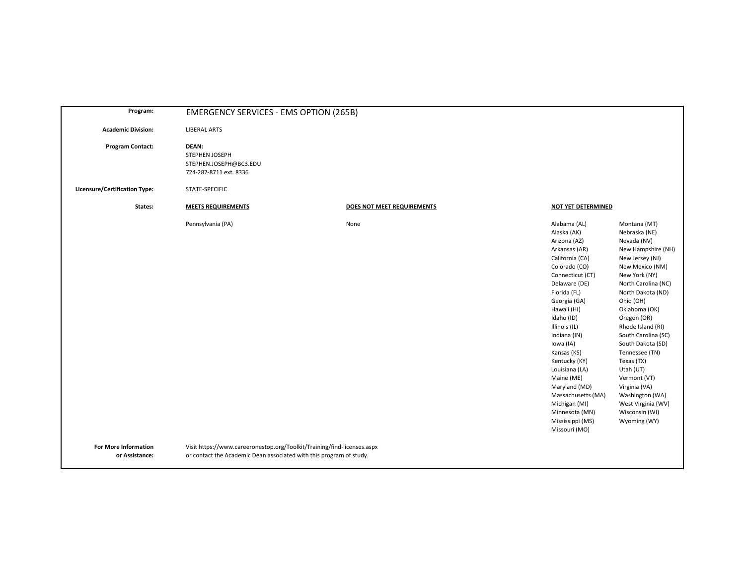**Program:** EMERGENCY SERVICES - EMS OPTION (265B)

**Academic Division:** LIBERAL ARTS

**Program Contact:**
**DEAN:**
STEPHEN JOSEPH
STEPHEN.JOSEPH@BC3.EDU
724-287-8711 ext. 8336

**Licensure/Certification Type:** STATE-SPECIFIC

**States:**

| MEETS REQUIREMENTS | DOES NOT MEET REQUIREMENTS | NOT YET DETERMINED | |
|---|---|---|---|
| Pennsylvania (PA) | None | Alabama (AL) | Montana (MT) |
| | | Alaska (AK) | Nebraska (NE) |
| | | Arizona (AZ) | Nevada (NV) |
| | | Arkansas (AR) | New Hampshire (NH) |
| | | California (CA) | New Jersey (NJ) |
| | | Colorado (CO) | New Mexico (NM) |
| | | Connecticut (CT) | New York (NY) |
| | | Delaware (DE) | North Carolina (NC) |
| | | Florida (FL) | North Dakota (ND) |
| | | Georgia (GA) | Ohio (OH) |
| | | Hawaii (HI) | Oklahoma (OK) |
| | | Idaho (ID) | Oregon (OR) |
| | | Illinois (IL) | Rhode Island (RI) |
| | | Indiana (IN) | South Carolina (SC) |
| | | Iowa (IA) | South Dakota (SD) |
| | | Kansas (KS) | Tennessee (TN) |
| | | Kentucky (KY) | Texas (TX) |
| | | Louisiana (LA) | Utah (UT) |
| | | Maine (ME) | Vermont (VT) |
| | | Maryland (MD) | Virginia (VA) |
| | | Massachusetts (MA) | Washington (WA) |
| | | Michigan (MI) | West Virginia (WV) |
| | | Minnesota (MN) | Wisconsin (WI) |
| | | Mississippi (MS) | Wyoming (WY) |
| | | Missouri (MO) | |

**For More Information or Assistance:**
Visit https://www.careeronestop.org/Toolkit/Training/find-licenses.aspx
or contact the Academic Dean associated with this program of study.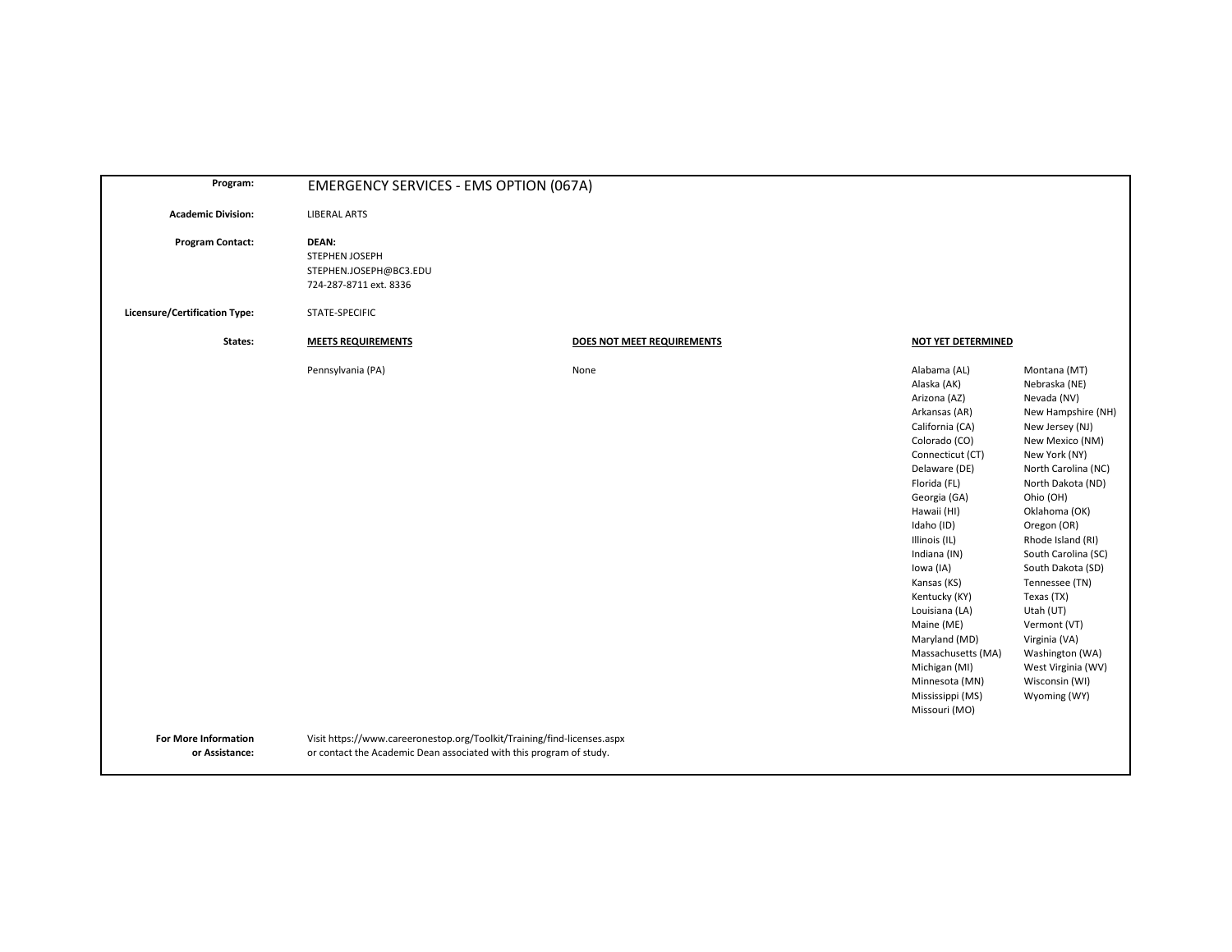**Program:** EMERGENCY SERVICES - EMS OPTION (067A)

**Academic Division:** LIBERAL ARTS

**Program Contact:** **DEAN:**
STEPHEN JOSEPH
STEPHEN.JOSEPH@BC3.EDU
724-287-8711 ext. 8336

**Licensure/Certification Type:** STATE-SPECIFIC

**States:**

| MEETS REQUIREMENTS | DOES NOT MEET REQUIREMENTS | NOT YET DETERMINED | |
|---|---|---|---|
| Pennsylvania (PA) | None | Alabama (AL) | Montana (MT) |
| | | Alaska (AK) | Nebraska (NE) |
| | | Arizona (AZ) | Nevada (NV) |
| | | Arkansas (AR) | New Hampshire (NH) |
| | | California (CA) | New Jersey (NJ) |
| | | Colorado (CO) | New Mexico (NM) |
| | | Connecticut (CT) | New York (NY) |
| | | Delaware (DE) | North Carolina (NC) |
| | | Florida (FL) | North Dakota (ND) |
| | | Georgia (GA) | Ohio (OH) |
| | | Hawaii (HI) | Oklahoma (OK) |
| | | Idaho (ID) | Oregon (OR) |
| | | Illinois (IL) | Rhode Island (RI) |
| | | Indiana (IN) | South Carolina (SC) |
| | | Iowa (IA) | South Dakota (SD) |
| | | Kansas (KS) | Tennessee (TN) |
| | | Kentucky (KY) | Texas (TX) |
| | | Louisiana (LA) | Utah (UT) |
| | | Maine (ME) | Vermont (VT) |
| | | Maryland (MD) | Virginia (VA) |
| | | Massachusetts (MA) | Washington (WA) |
| | | Michigan (MI) | West Virginia (WV) |
| | | Minnesota (MN) | Wisconsin (WI) |
| | | Mississippi (MS) | Wyoming (WY) |
| | | Missouri (MO) | |

**For More Information or Assistance:** Visit https://www.careeronestop.org/Toolkit/Training/find-licenses.aspx or contact the Academic Dean associated with this program of study.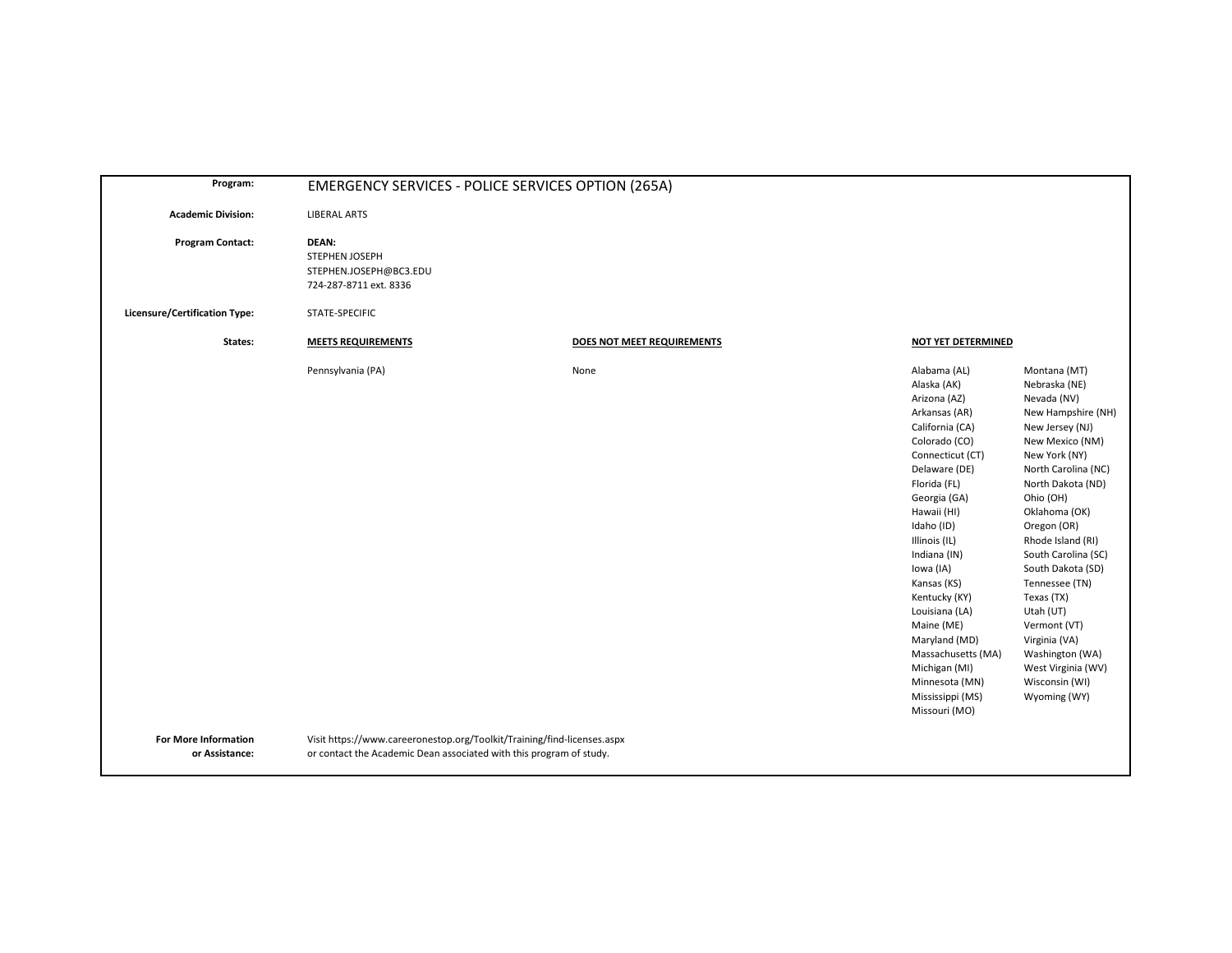**Program:** EMERGENCY SERVICES - POLICE SERVICES OPTION (265A)

**Academic Division:** LIBERAL ARTS

**Program Contact:** **DEAN:**
STEPHEN JOSEPH
STEPHEN.JOSEPH@BC3.EDU
724-287-8711 ext. 8336

**Licensure/Certification Type:** STATE-SPECIFIC

**States:**

| MEETS REQUIREMENTS | DOES NOT MEET REQUIREMENTS | NOT YET DETERMINED | |
|---|---|---|---|
| Pennsylvania (PA) | None | Alabama (AL) | Montana (MT) |
| | | Alaska (AK) | Nebraska (NE) |
| | | Arizona (AZ) | Nevada (NV) |
| | | Arkansas (AR) | New Hampshire (NH) |
| | | California (CA) | New Jersey (NJ) |
| | | Colorado (CO) | New Mexico (NM) |
| | | Connecticut (CT) | New York (NY) |
| | | Delaware (DE) | North Carolina (NC) |
| | | Florida (FL) | North Dakota (ND) |
| | | Georgia (GA) | Ohio (OH) |
| | | Hawaii (HI) | Oklahoma (OK) |
| | | Idaho (ID) | Oregon (OR) |
| | | Illinois (IL) | Rhode Island (RI) |
| | | Indiana (IN) | South Carolina (SC) |
| | | Iowa (IA) | South Dakota (SD) |
| | | Kansas (KS) | Tennessee (TN) |
| | | Kentucky (KY) | Texas (TX) |
| | | Louisiana (LA) | Utah (UT) |
| | | Maine (ME) | Vermont (VT) |
| | | Maryland (MD) | Virginia (VA) |
| | | Massachusetts (MA) | Washington (WA) |
| | | Michigan (MI) | West Virginia (WV) |
| | | Minnesota (MN) | Wisconsin (WI) |
| | | Mississippi (MS) | Wyoming (WY) |
| | | Missouri (MO) | |

**For More Information or Assistance:** Visit https://www.careeronestop.org/Toolkit/Training/find-licenses.aspx or contact the Academic Dean associated with this program of study.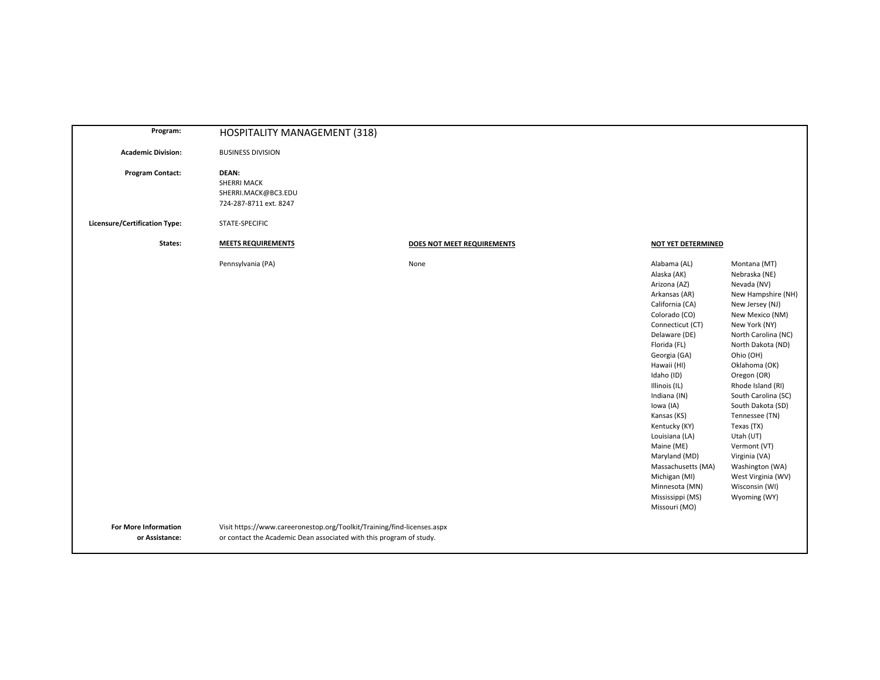**Program:** HOSPITALITY MANAGEMENT (318)

**Academic Division:** BUSINESS DIVISION

**Program Contact:** **DEAN:**
SHERRI MACK
SHERRI.MACK@BC3.EDU
724-287-8711 ext. 8247

**Licensure/Certification Type:** STATE-SPECIFIC

**States:**

| MEETS REQUIREMENTS | DOES NOT MEET REQUIREMENTS | NOT YET DETERMINED | |
|---|---|---|---|
| Pennsylvania (PA) | None | Alabama (AL) | Montana (MT) |
| | | Alaska (AK) | Nebraska (NE) |
| | | Arizona (AZ) | Nevada (NV) |
| | | Arkansas (AR) | New Hampshire (NH) |
| | | California (CA) | New Jersey (NJ) |
| | | Colorado (CO) | New Mexico (NM) |
| | | Connecticut (CT) | New York (NY) |
| | | Delaware (DE) | North Carolina (NC) |
| | | Florida (FL) | North Dakota (ND) |
| | | Georgia (GA) | Ohio (OH) |
| | | Hawaii (HI) | Oklahoma (OK) |
| | | Idaho (ID) | Oregon (OR) |
| | | Illinois (IL) | Rhode Island (RI) |
| | | Indiana (IN) | South Carolina (SC) |
| | | Iowa (IA) | South Dakota (SD) |
| | | Kansas (KS) | Tennessee (TN) |
| | | Kentucky (KY) | Texas (TX) |
| | | Louisiana (LA) | Utah (UT) |
| | | Maine (ME) | Vermont (VT) |
| | | Maryland (MD) | Virginia (VA) |
| | | Massachusetts (MA) | Washington (WA) |
| | | Michigan (MI) | West Virginia (WV) |
| | | Minnesota (MN) | Wisconsin (WI) |
| | | Mississippi (MS) | Wyoming (WY) |
| | | Missouri (MO) | |

**For More Information or Assistance:** Visit https://www.careeronestop.org/Toolkit/Training/find-licenses.aspx or contact the Academic Dean associated with this program of study.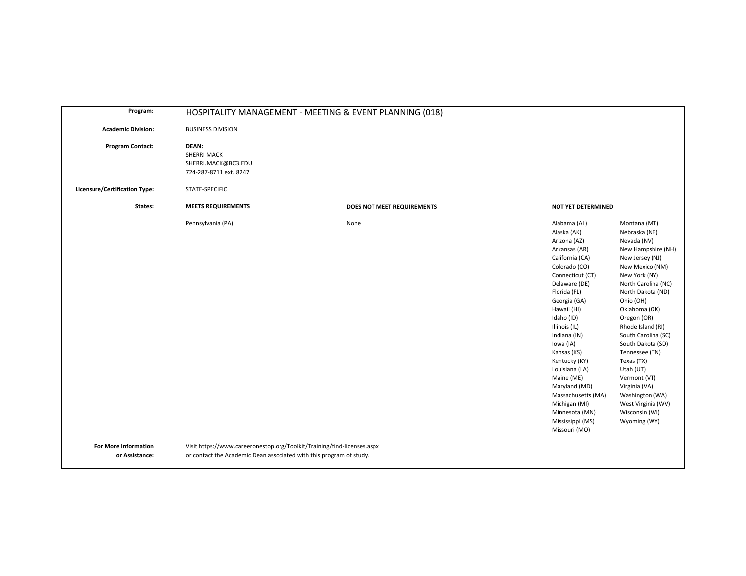**Program:** HOSPITALITY MANAGEMENT - MEETING & EVENT PLANNING (018)

**Academic Division:** BUSINESS DIVISION

**Program Contact:** **DEAN:**
SHERRI MACK
SHERRI.MACK@BC3.EDU
724-287-8711 ext. 8247

**Licensure/Certification Type:** STATE-SPECIFIC

**States:**

| MEETS REQUIREMENTS | DOES NOT MEET REQUIREMENTS | NOT YET DETERMINED | |
|---|---|---|---|
| Pennsylvania (PA) | None | Alabama (AL) | Montana (MT) |
| | | Alaska (AK) | Nebraska (NE) |
| | | Arizona (AZ) | Nevada (NV) |
| | | Arkansas (AR) | New Hampshire (NH) |
| | | California (CA) | New Jersey (NJ) |
| | | Colorado (CO) | New Mexico (NM) |
| | | Connecticut (CT) | New York (NY) |
| | | Delaware (DE) | North Carolina (NC) |
| | | Florida (FL) | North Dakota (ND) |
| | | Georgia (GA) | Ohio (OH) |
| | | Hawaii (HI) | Oklahoma (OK) |
| | | Idaho (ID) | Oregon (OR) |
| | | Illinois (IL) | Rhode Island (RI) |
| | | Indiana (IN) | South Carolina (SC) |
| | | Iowa (IA) | South Dakota (SD) |
| | | Kansas (KS) | Tennessee (TN) |
| | | Kentucky (KY) | Texas (TX) |
| | | Louisiana (LA) | Utah (UT) |
| | | Maine (ME) | Vermont (VT) |
| | | Maryland (MD) | Virginia (VA) |
| | | Massachusetts (MA) | Washington (WA) |
| | | Michigan (MI) | West Virginia (WV) |
| | | Minnesota (MN) | Wisconsin (WI) |
| | | Mississippi (MS) | Wyoming (WY) |
| | | Missouri (MO) | |

**For More Information or Assistance:** Visit https://www.careeronestop.org/Toolkit/Training/find-licenses.aspx or contact the Academic Dean associated with this program of study.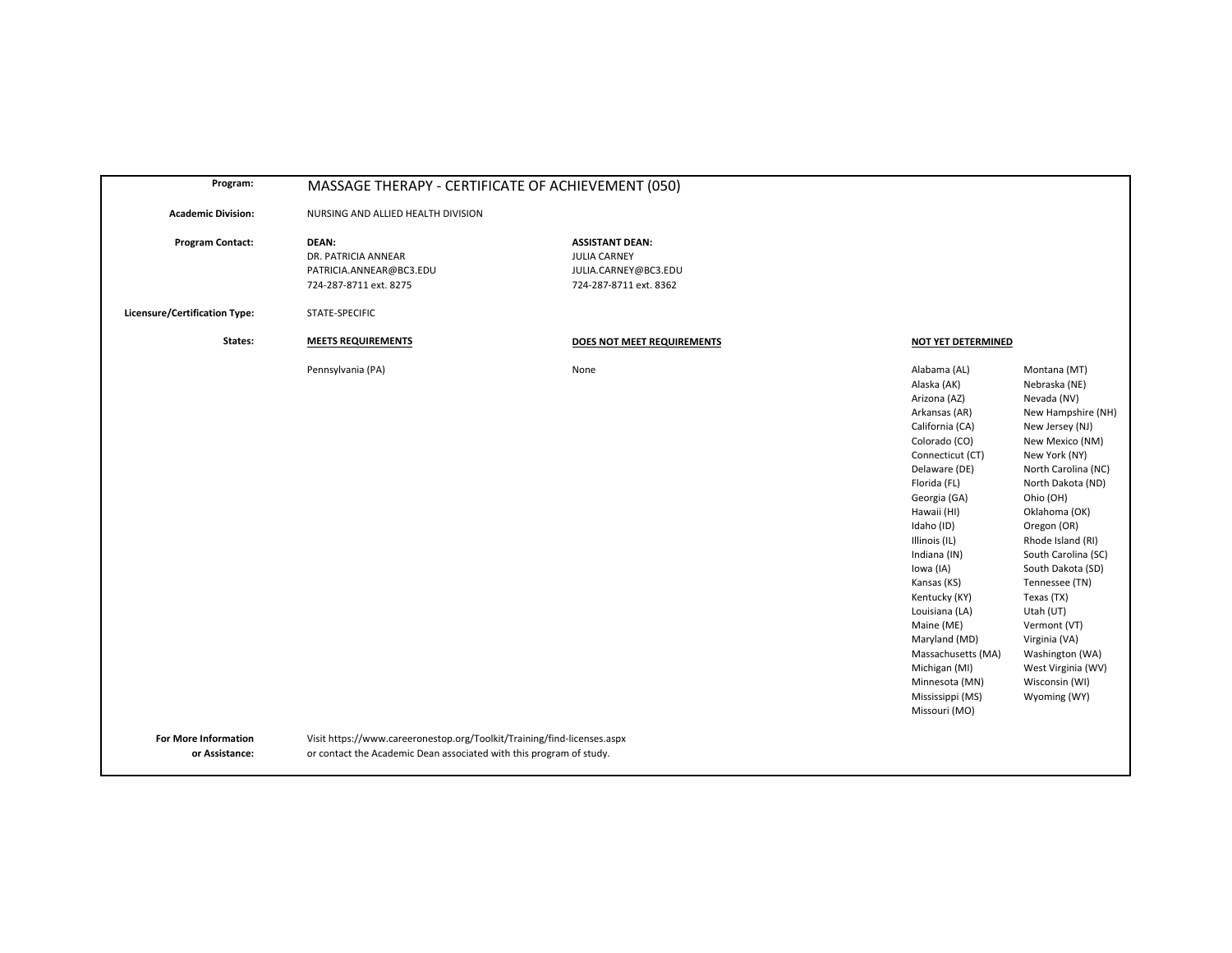**Program:** MASSAGE THERAPY - CERTIFICATE OF ACHIEVEMENT (050)

**Academic Division:** NURSING AND ALLIED HEALTH DIVISION

**Program Contact:**

| DEAN: | ASSISTANT DEAN: |
|---|---|
| DR. PATRICIA ANNEAR | JULIA CARNEY |
| PATRICIA.ANNEAR@BC3.EDU | JULIA.CARNEY@BC3.EDU |
| 724-287-8711 ext. 8275 | 724-287-8711 ext. 8362 |

**Licensure/Certification Type:** STATE-SPECIFIC

**States:**

| MEETS REQUIREMENTS | DOES NOT MEET REQUIREMENTS | NOT YET DETERMINED | |
|---|---|---|---|
| Pennsylvania (PA) | None | Alabama (AL) | Montana (MT) |
| | | Alaska (AK) | Nebraska (NE) |
| | | Arizona (AZ) | Nevada (NV) |
| | | Arkansas (AR) | New Hampshire (NH) |
| | | California (CA) | New Jersey (NJ) |
| | | Colorado (CO) | New Mexico (NM) |
| | | Connecticut (CT) | New York (NY) |
| | | Delaware (DE) | North Carolina (NC) |
| | | Florida (FL) | North Dakota (ND) |
| | | Georgia (GA) | Ohio (OH) |
| | | Hawaii (HI) | Oklahoma (OK) |
| | | Idaho (ID) | Oregon (OR) |
| | | Illinois (IL) | Rhode Island (RI) |
| | | Indiana (IN) | South Carolina (SC) |
| | | Iowa (IA) | South Dakota (SD) |
| | | Kansas (KS) | Tennessee (TN) |
| | | Kentucky (KY) | Texas (TX) |
| | | Louisiana (LA) | Utah (UT) |
| | | Maine (ME) | Vermont (VT) |
| | | Maryland (MD) | Virginia (VA) |
| | | Massachusetts (MA) | Washington (WA) |
| | | Michigan (MI) | West Virginia (WV) |
| | | Minnesota (MN) | Wisconsin (WI) |
| | | Mississippi (MS) | Wyoming (WY) |
| | | Missouri (MO) | |

**For More Information or Assistance:** Visit https://www.careeronestop.org/Toolkit/Training/find-licenses.aspx or contact the Academic Dean associated with this program of study.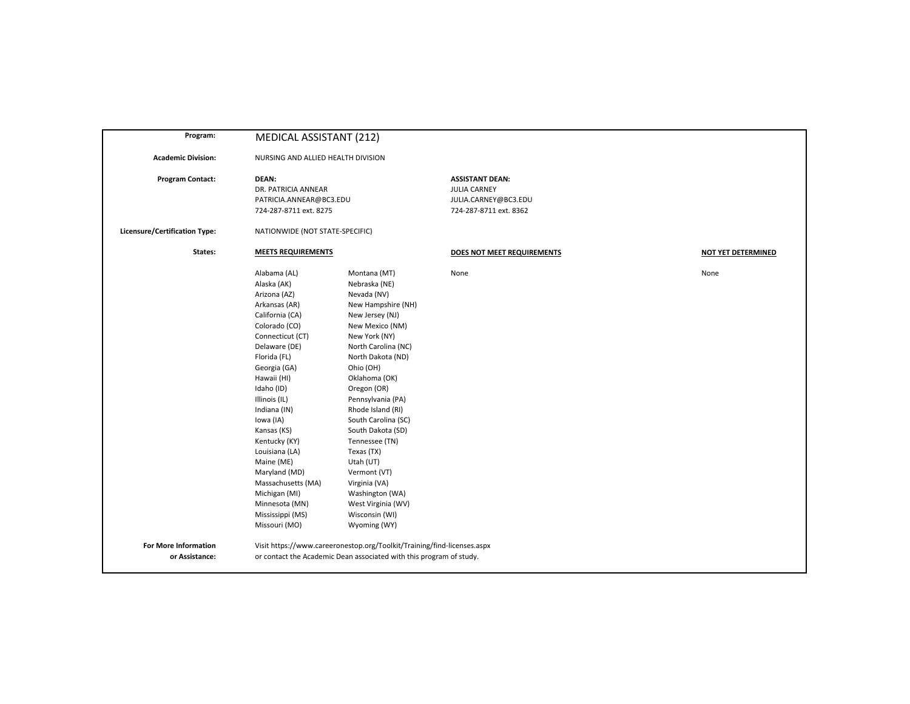**Program:** MEDICAL ASSISTANT (212)

**Academic Division:** NURSING AND ALLIED HEALTH DIVISION

**Program Contact:**

| **DEAN:** | **ASSISTANT DEAN:** |
|---|---|
| DR. PATRICIA ANNEAR | JULIA CARNEY |
| PATRICIA.ANNEAR@BC3.EDU | JULIA.CARNEY@BC3.EDU |
| 724-287-8711 ext. 8275 | 724-287-8711 ext. 8362 |

**Licensure/Certification Type:** NATIONWIDE (NOT STATE-SPECIFIC)

**States:**

| **MEETS REQUIREMENTS** | | **DOES NOT MEET REQUIREMENTS** | **NOT YET DETERMINED** |
|---|---|---|---|
| Alabama (AL) | Montana (MT) | None | None |
| Alaska (AK) | Nebraska (NE) | | |
| Arizona (AZ) | Nevada (NV) | | |
| Arkansas (AR) | New Hampshire (NH) | | |
| California (CA) | New Jersey (NJ) | | |
| Colorado (CO) | New Mexico (NM) | | |
| Connecticut (CT) | New York (NY) | | |
| Delaware (DE) | North Carolina (NC) | | |
| Florida (FL) | North Dakota (ND) | | |
| Georgia (GA) | Ohio (OH) | | |
| Hawaii (HI) | Oklahoma (OK) | | |
| Idaho (ID) | Oregon (OR) | | |
| Illinois (IL) | Pennsylvania (PA) | | |
| Indiana (IN) | Rhode Island (RI) | | |
| Iowa (IA) | South Carolina (SC) | | |
| Kansas (KS) | South Dakota (SD) | | |
| Kentucky (KY) | Tennessee (TN) | | |
| Louisiana (LA) | Texas (TX) | | |
| Maine (ME) | Utah (UT) | | |
| Maryland (MD) | Vermont (VT) | | |
| Massachusetts (MA) | Virginia (VA) | | |
| Michigan (MI) | Washington (WA) | | |
| Minnesota (MN) | West Virginia (WV) | | |
| Mississippi (MS) | Wisconsin (WI) | | |
| Missouri (MO) | Wyoming (WY) | | |

**For More Information or Assistance:** Visit https://www.careeronestop.org/Toolkit/Training/find-licenses.aspx or contact the Academic Dean associated with this program of study.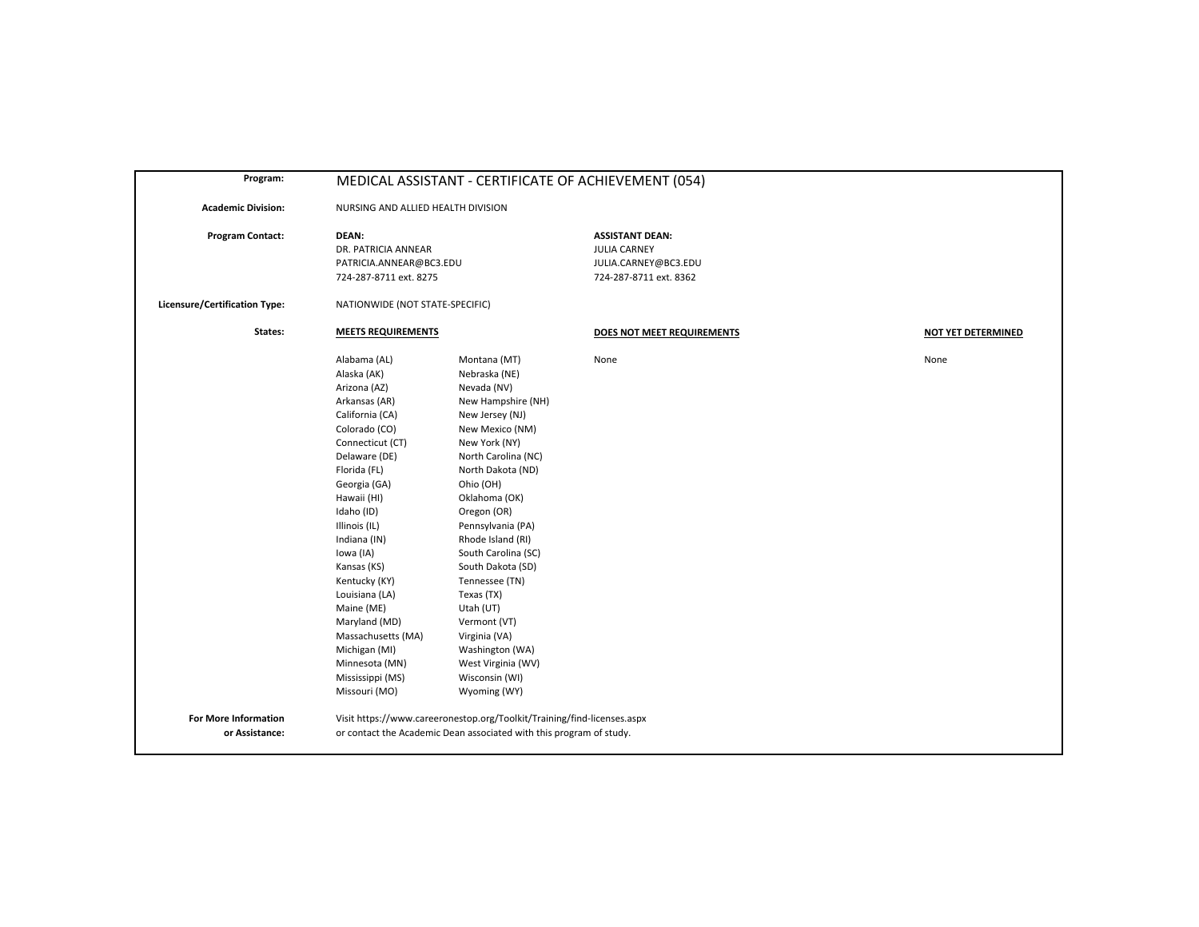**Program:** MEDICAL ASSISTANT - CERTIFICATE OF ACHIEVEMENT (054)

**Academic Division:** NURSING AND ALLIED HEALTH DIVISION

**Program Contact:**

| DEAN: | ASSISTANT DEAN: |
|---|---|
| DR. PATRICIA ANNEAR | JULIA CARNEY |
| PATRICIA.ANNEAR@BC3.EDU | JULIA.CARNEY@BC3.EDU |
| 724-287-8711 ext. 8275 | 724-287-8711 ext. 8362 |

**Licensure/Certification Type:** NATIONWIDE (NOT STATE-SPECIFIC)

**States:**

| MEETS REQUIREMENTS | | DOES NOT MEET REQUIREMENTS | NOT YET DETERMINED |
|---|---|---|---|
| Alabama (AL) | Montana (MT) | None | None |
| Alaska (AK) | Nebraska (NE) | | |
| Arizona (AZ) | Nevada (NV) | | |
| Arkansas (AR) | New Hampshire (NH) | | |
| California (CA) | New Jersey (NJ) | | |
| Colorado (CO) | New Mexico (NM) | | |
| Connecticut (CT) | New York (NY) | | |
| Delaware (DE) | North Carolina (NC) | | |
| Florida (FL) | North Dakota (ND) | | |
| Georgia (GA) | Ohio (OH) | | |
| Hawaii (HI) | Oklahoma (OK) | | |
| Idaho (ID) | Oregon (OR) | | |
| Illinois (IL) | Pennsylvania (PA) | | |
| Indiana (IN) | Rhode Island (RI) | | |
| Iowa (IA) | South Carolina (SC) | | |
| Kansas (KS) | South Dakota (SD) | | |
| Kentucky (KY) | Tennessee (TN) | | |
| Louisiana (LA) | Texas (TX) | | |
| Maine (ME) | Utah (UT) | | |
| Maryland (MD) | Vermont (VT) | | |
| Massachusetts (MA) | Virginia (VA) | | |
| Michigan (MI) | Washington (WA) | | |
| Minnesota (MN) | West Virginia (WV) | | |
| Mississippi (MS) | Wisconsin (WI) | | |
| Missouri (MO) | Wyoming (WY) | | |

**For More Information or Assistance:** Visit https://www.careeronestop.org/Toolkit/Training/find-licenses.aspx or contact the Academic Dean associated with this program of study.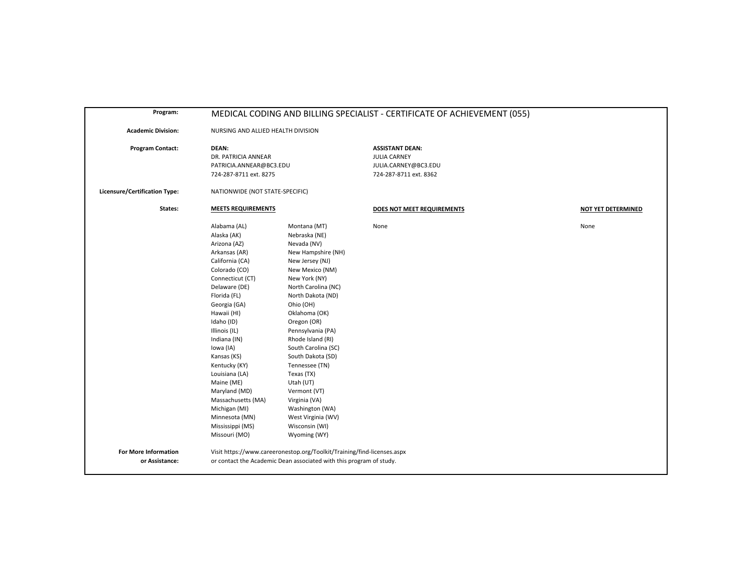**Program:** MEDICAL CODING AND BILLING SPECIALIST - CERTIFICATE OF ACHIEVEMENT (055)

**Academic Division:** NURSING AND ALLIED HEALTH DIVISION

**Program Contact:**

| DEAN: | ASSISTANT DEAN: |
|---|---|
| DR. PATRICIA ANNEAR | JULIA CARNEY |
| PATRICIA.ANNEAR@BC3.EDU | JULIA.CARNEY@BC3.EDU |
| 724-287-8711 ext. 8275 | 724-287-8711 ext. 8362 |

**Licensure/Certification Type:** NATIONWIDE (NOT STATE-SPECIFIC)

**States:**

| MEETS REQUIREMENTS | | DOES NOT MEET REQUIREMENTS | NOT YET DETERMINED |
|---|---|---|---|
| Alabama (AL) | Montana (MT) | None | None |
| Alaska (AK) | Nebraska (NE) | | |
| Arizona (AZ) | Nevada (NV) | | |
| Arkansas (AR) | New Hampshire (NH) | | |
| California (CA) | New Jersey (NJ) | | |
| Colorado (CO) | New Mexico (NM) | | |
| Connecticut (CT) | New York (NY) | | |
| Delaware (DE) | North Carolina (NC) | | |
| Florida (FL) | North Dakota (ND) | | |
| Georgia (GA) | Ohio (OH) | | |
| Hawaii (HI) | Oklahoma (OK) | | |
| Idaho (ID) | Oregon (OR) | | |
| Illinois (IL) | Pennsylvania (PA) | | |
| Indiana (IN) | Rhode Island (RI) | | |
| Iowa (IA) | South Carolina (SC) | | |
| Kansas (KS) | South Dakota (SD) | | |
| Kentucky (KY) | Tennessee (TN) | | |
| Louisiana (LA) | Texas (TX) | | |
| Maine (ME) | Utah (UT) | | |
| Maryland (MD) | Vermont (VT) | | |
| Massachusetts (MA) | Virginia (VA) | | |
| Michigan (MI) | Washington (WA) | | |
| Minnesota (MN) | West Virginia (WV) | | |
| Mississippi (MS) | Wisconsin (WI) | | |
| Missouri (MO) | Wyoming (WY) | | |

**For More Information or Assistance:** Visit https://www.careeronestop.org/Toolkit/Training/find-licenses.aspx or contact the Academic Dean associated with this program of study.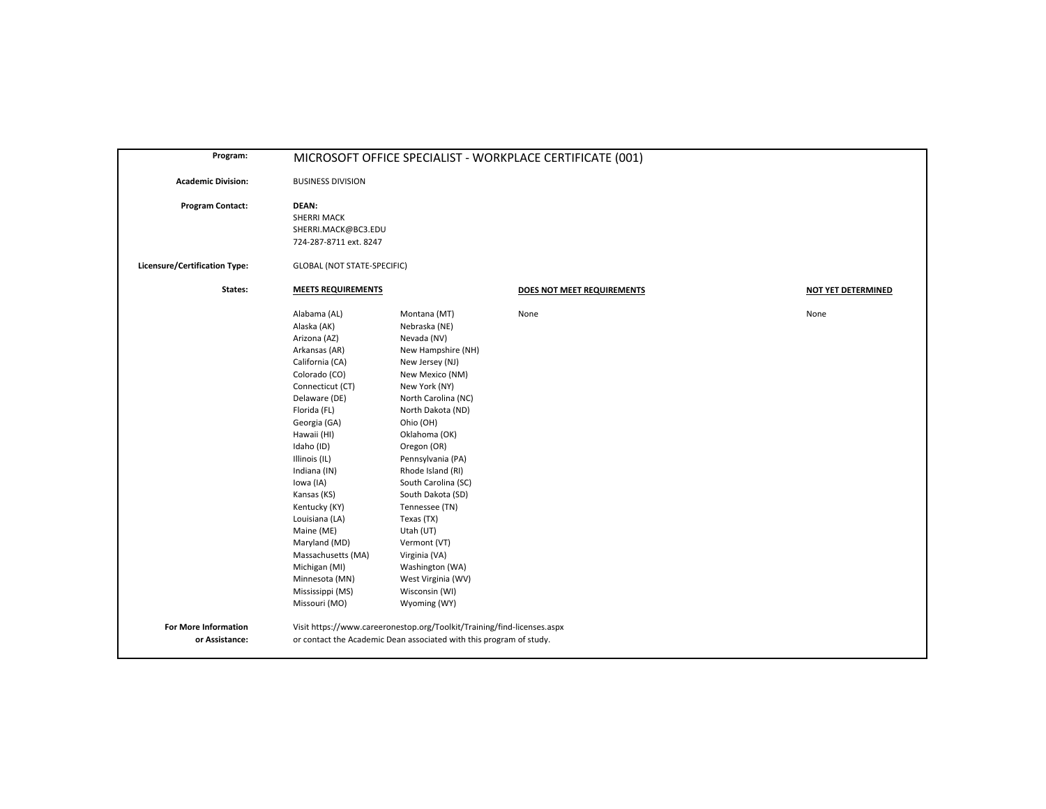| | |
|---|---|
| **Program:** | MICROSOFT OFFICE SPECIALIST - WORKPLACE CERTIFICATE (001) |
| **Academic Division:** | BUSINESS DIVISION |
| **Program Contact:** | **DEAN:**<br>SHERRI MACK<br>SHERRI.MACK@BC3.EDU<br>724-287-8711 ext. 8247 |
| **Licensure/Certification Type:** | GLOBAL (NOT STATE-SPECIFIC) |

**States:**

| MEETS REQUIREMENTS | | DOES NOT MEET REQUIREMENTS | NOT YET DETERMINED |
|---|---|---|---|
| Alabama (AL) | Montana (MT) | None | None |
| Alaska (AK) | Nebraska (NE) | | |
| Arizona (AZ) | Nevada (NV) | | |
| Arkansas (AR) | New Hampshire (NH) | | |
| California (CA) | New Jersey (NJ) | | |
| Colorado (CO) | New Mexico (NM) | | |
| Connecticut (CT) | New York (NY) | | |
| Delaware (DE) | North Carolina (NC) | | |
| Florida (FL) | North Dakota (ND) | | |
| Georgia (GA) | Ohio (OH) | | |
| Hawaii (HI) | Oklahoma (OK) | | |
| Idaho (ID) | Oregon (OR) | | |
| Illinois (IL) | Pennsylvania (PA) | | |
| Indiana (IN) | Rhode Island (RI) | | |
| Iowa (IA) | South Carolina (SC) | | |
| Kansas (KS) | South Dakota (SD) | | |
| Kentucky (KY) | Tennessee (TN) | | |
| Louisiana (LA) | Texas (TX) | | |
| Maine (ME) | Utah (UT) | | |
| Maryland (MD) | Vermont (VT) | | |
| Massachusetts (MA) | Virginia (VA) | | |
| Michigan (MI) | Washington (WA) | | |
| Minnesota (MN) | West Virginia (WV) | | |
| Mississippi (MS) | Wisconsin (WI) | | |
| Missouri (MO) | Wyoming (WY) | | |

**For More Information or Assistance:** Visit https://www.careeronestop.org/Toolkit/Training/find-licenses.aspx or contact the Academic Dean associated with this program of study.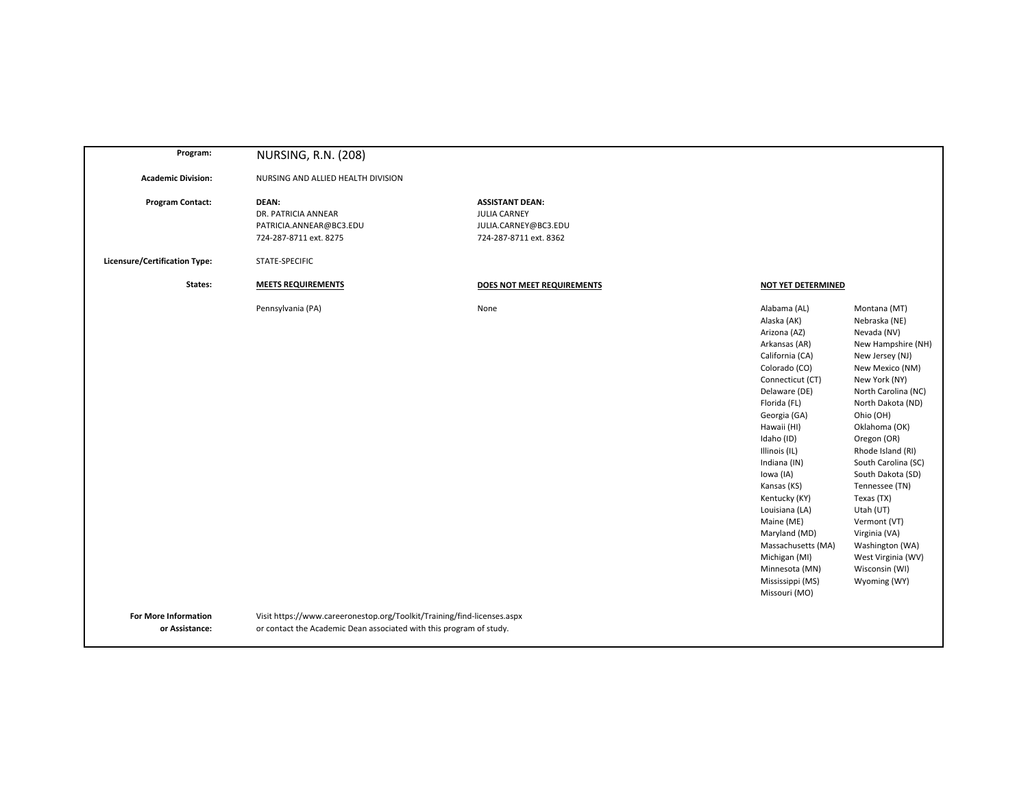| | | | | |
|---|---|---|---|---|
| **Program:** | NURSING, R.N. (208) | | | |
| **Academic Division:** | NURSING AND ALLIED HEALTH DIVISION | | | |
| **Program Contact:** | **DEAN:**<br>DR. PATRICIA ANNEAR<br>PATRICIA.ANNEAR@BC3.EDU<br>724-287-8711 ext. 8275 | **ASSISTANT DEAN:**<br>JULIA CARNEY<br>JULIA.CARNEY@BC3.EDU<br>724-287-8711 ext. 8362 | | |
| **Licensure/Certification Type:** | STATE-SPECIFIC | | | |
| **States:** | **MEETS REQUIREMENTS** | **DOES NOT MEET REQUIREMENTS** | **NOT YET DETERMINED** | |
| | Pennsylvania (PA) | None | Alabama (AL)<br>Alaska (AK)<br>Arizona (AZ)<br>Arkansas (AR)<br>California (CA)<br>Colorado (CO)<br>Connecticut (CT)<br>Delaware (DE)<br>Florida (FL)<br>Georgia (GA)<br>Hawaii (HI)<br>Idaho (ID)<br>Illinois (IL)<br>Indiana (IN)<br>Iowa (IA)<br>Kansas (KS)<br>Kentucky (KY)<br>Louisiana (LA)<br>Maine (ME)<br>Maryland (MD)<br>Massachusetts (MA)<br>Michigan (MI)<br>Minnesota (MN)<br>Mississippi (MS)<br>Missouri (MO) | Montana (MT)<br>Nebraska (NE)<br>Nevada (NV)<br>New Hampshire (NH)<br>New Jersey (NJ)<br>New Mexico (NM)<br>New York (NY)<br>North Carolina (NC)<br>North Dakota (ND)<br>Ohio (OH)<br>Oklahoma (OK)<br>Oregon (OR)<br>Rhode Island (RI)<br>South Carolina (SC)<br>South Dakota (SD)<br>Tennessee (TN)<br>Texas (TX)<br>Utah (UT)<br>Vermont (VT)<br>Virginia (VA)<br>Washington (WA)<br>West Virginia (WV)<br>Wisconsin (WI)<br>Wyoming (WY) |
| **For More Information or Assistance:** | Visit https://www.careeronestop.org/Toolkit/Training/find-licenses.aspx or contact the Academic Dean associated with this program of study. | | | |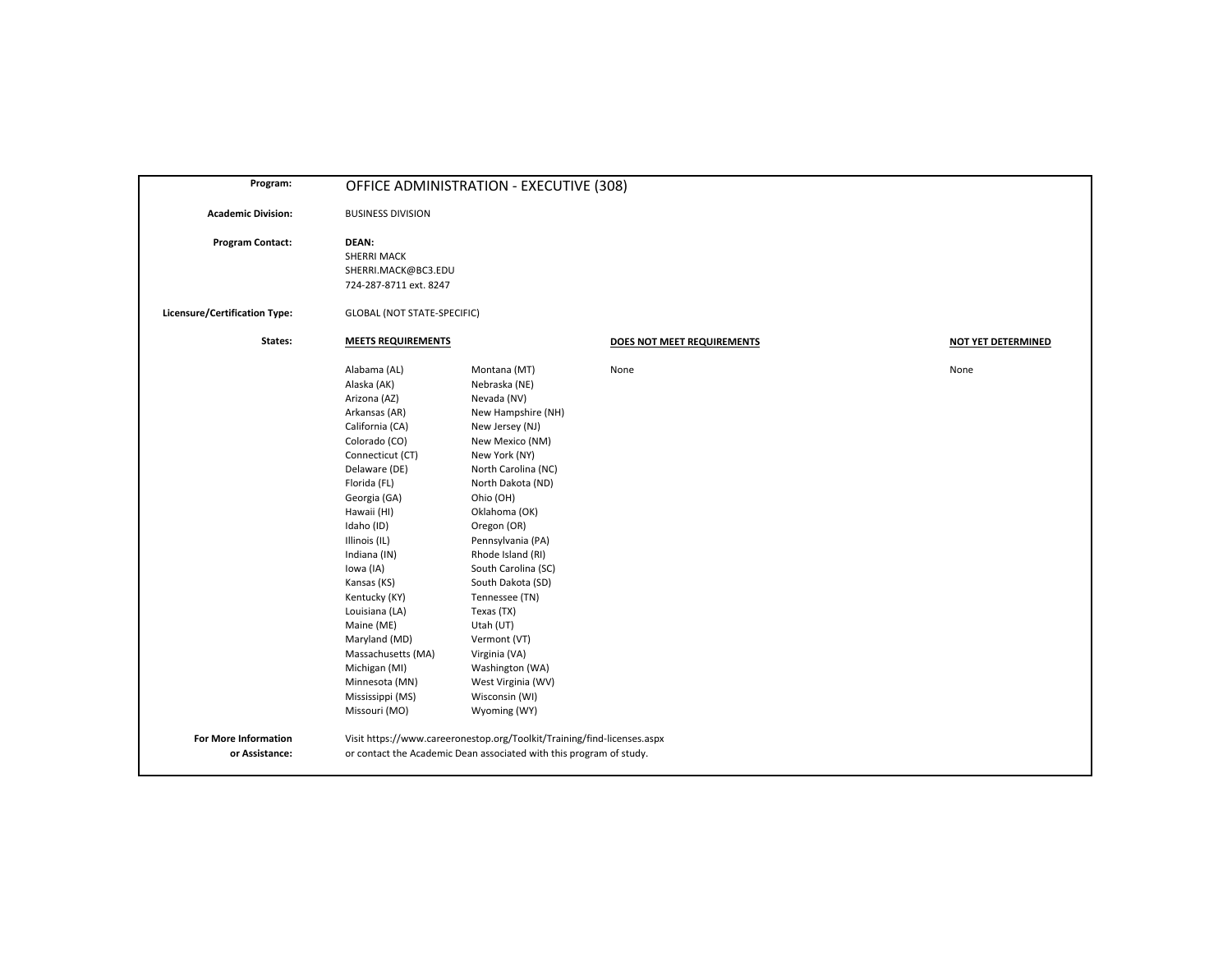**Program:** OFFICE ADMINISTRATION - EXECUTIVE (308)

**Academic Division:** BUSINESS DIVISION

**Program Contact:**
**DEAN:**
SHERRI MACK
SHERRI.MACK@BC3.EDU
724-287-8711 ext. 8247

**Licensure/Certification Type:** GLOBAL (NOT STATE-SPECIFIC)

**States:**

| MEETS REQUIREMENTS | | DOES NOT MEET REQUIREMENTS | NOT YET DETERMINED |
|---|---|---|---|
| Alabama (AL) | Montana (MT) | None | None |
| Alaska (AK) | Nebraska (NE) | | |
| Arizona (AZ) | Nevada (NV) | | |
| Arkansas (AR) | New Hampshire (NH) | | |
| California (CA) | New Jersey (NJ) | | |
| Colorado (CO) | New Mexico (NM) | | |
| Connecticut (CT) | New York (NY) | | |
| Delaware (DE) | North Carolina (NC) | | |
| Florida (FL) | North Dakota (ND) | | |
| Georgia (GA) | Ohio (OH) | | |
| Hawaii (HI) | Oklahoma (OK) | | |
| Idaho (ID) | Oregon (OR) | | |
| Illinois (IL) | Pennsylvania (PA) | | |
| Indiana (IN) | Rhode Island (RI) | | |
| Iowa (IA) | South Carolina (SC) | | |
| Kansas (KS) | South Dakota (SD) | | |
| Kentucky (KY) | Tennessee (TN) | | |
| Louisiana (LA) | Texas (TX) | | |
| Maine (ME) | Utah (UT) | | |
| Maryland (MD) | Vermont (VT) | | |
| Massachusetts (MA) | Virginia (VA) | | |
| Michigan (MI) | Washington (WA) | | |
| Minnesota (MN) | West Virginia (WV) | | |
| Mississippi (MS) | Wisconsin (WI) | | |
| Missouri (MO) | Wyoming (WY) | | |

**For More Information or Assistance:**
Visit https://www.careeronestop.org/Toolkit/Training/find-licenses.aspx
or contact the Academic Dean associated with this program of study.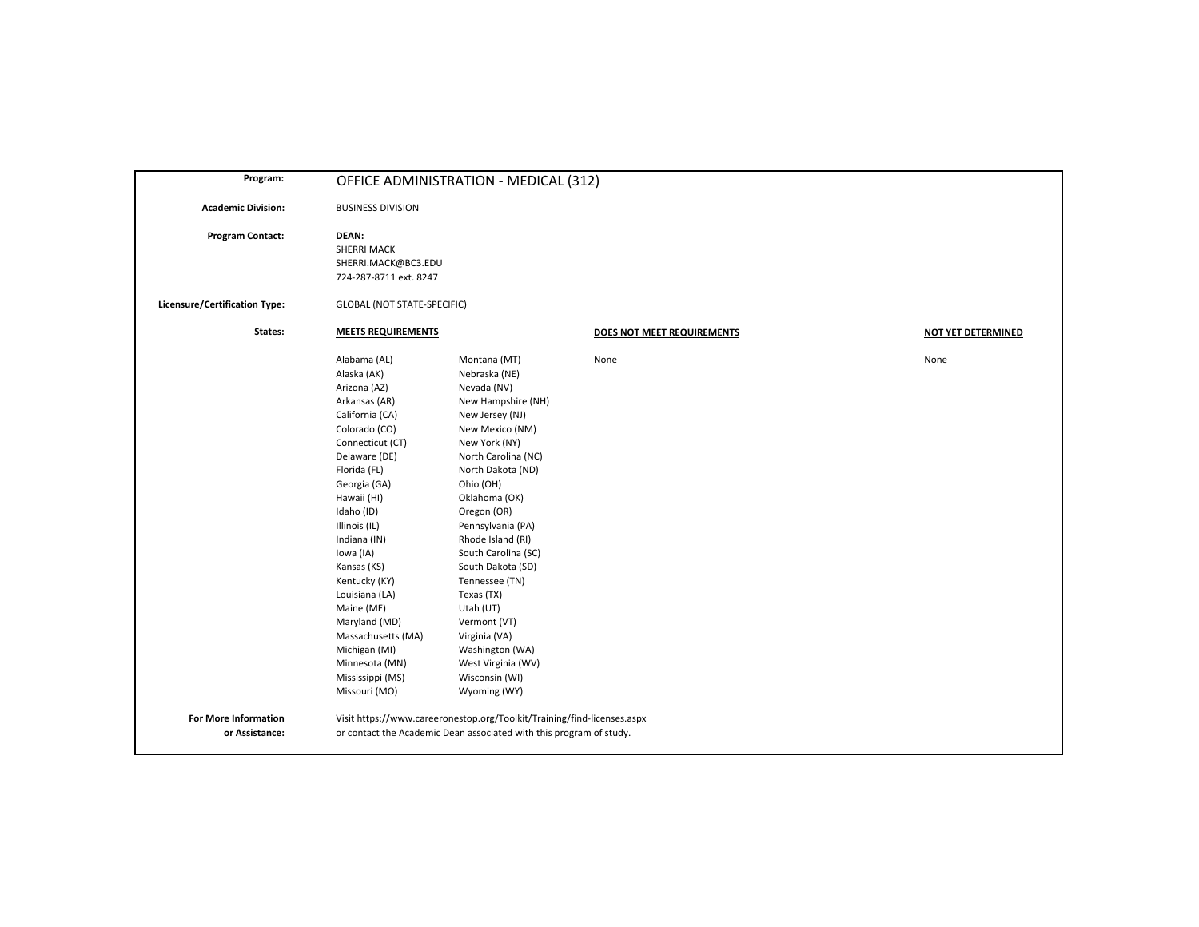**Program:** OFFICE ADMINISTRATION - MEDICAL (312)

**Academic Division:** BUSINESS DIVISION

**Program Contact:** **DEAN:**
SHERRI MACK
SHERRI.MACK@BC3.EDU
724-287-8711 ext. 8247

**Licensure/Certification Type:** GLOBAL (NOT STATE-SPECIFIC)

**States:**

| MEETS REQUIREMENTS | | DOES NOT MEET REQUIREMENTS | NOT YET DETERMINED |
|---|---|---|---|
| Alabama (AL) | Montana (MT) | None | None |
| Alaska (AK) | Nebraska (NE) | | |
| Arizona (AZ) | Nevada (NV) | | |
| Arkansas (AR) | New Hampshire (NH) | | |
| California (CA) | New Jersey (NJ) | | |
| Colorado (CO) | New Mexico (NM) | | |
| Connecticut (CT) | New York (NY) | | |
| Delaware (DE) | North Carolina (NC) | | |
| Florida (FL) | North Dakota (ND) | | |
| Georgia (GA) | Ohio (OH) | | |
| Hawaii (HI) | Oklahoma (OK) | | |
| Idaho (ID) | Oregon (OR) | | |
| Illinois (IL) | Pennsylvania (PA) | | |
| Indiana (IN) | Rhode Island (RI) | | |
| Iowa (IA) | South Carolina (SC) | | |
| Kansas (KS) | South Dakota (SD) | | |
| Kentucky (KY) | Tennessee (TN) | | |
| Louisiana (LA) | Texas (TX) | | |
| Maine (ME) | Utah (UT) | | |
| Maryland (MD) | Vermont (VT) | | |
| Massachusetts (MA) | Virginia (VA) | | |
| Michigan (MI) | Washington (WA) | | |
| Minnesota (MN) | West Virginia (WV) | | |
| Mississippi (MS) | Wisconsin (WI) | | |
| Missouri (MO) | Wyoming (WY) | | |

**For More Information or Assistance:** Visit https://www.careeronestop.org/Toolkit/Training/find-licenses.aspx or contact the Academic Dean associated with this program of study.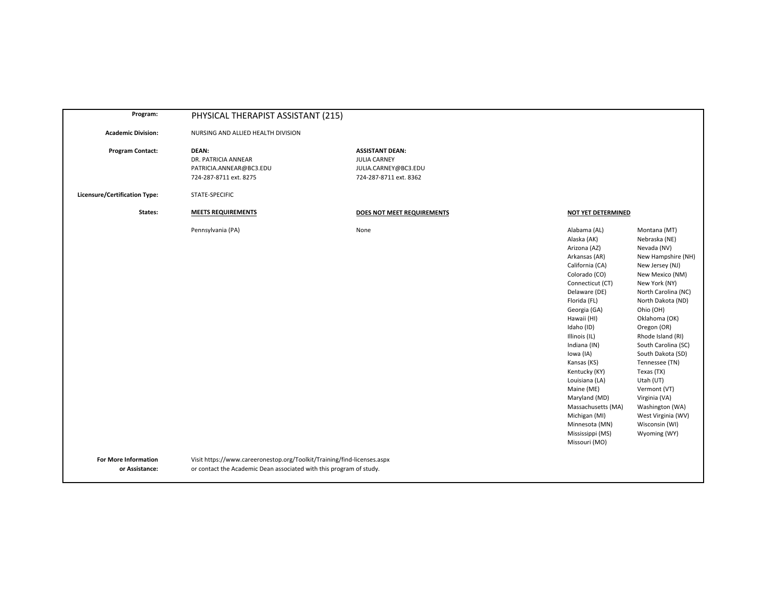| | | | |
|---|---|---|---|
| **Program:** | PHYSICAL THERAPIST ASSISTANT (215) | | |
| **Academic Division:** | NURSING AND ALLIED HEALTH DIVISION | | |
| **Program Contact:** | **DEAN:**<br>DR. PATRICIA ANNEAR<br>PATRICIA.ANNEAR@BC3.EDU<br>724-287-8711 ext. 8275 | **ASSISTANT DEAN:**<br>JULIA CARNEY<br>JULIA.CARNEY@BC3.EDU<br>724-287-8711 ext. 8362 | |
| **Licensure/Certification Type:** | STATE-SPECIFIC | | |
| **States:** | **MEETS REQUIREMENTS** | **DOES NOT MEET REQUIREMENTS** | **NOT YET DETERMINED** |
| | Pennsylvania (PA) | None | Alabama (AL)<br>Alaska (AK)<br>Arizona (AZ)<br>Arkansas (AR)<br>California (CA)<br>Colorado (CO)<br>Connecticut (CT)<br>Delaware (DE)<br>Florida (FL)<br>Georgia (GA)<br>Hawaii (HI)<br>Idaho (ID)<br>Illinois (IL)<br>Indiana (IN)<br>Iowa (IA)<br>Kansas (KS)<br>Kentucky (KY)<br>Louisiana (LA)<br>Maine (ME)<br>Maryland (MD)<br>Massachusetts (MA)<br>Michigan (MI)<br>Minnesota (MN)<br>Mississippi (MS)<br>Missouri (MO)<br>Montana (MT)<br>Nebraska (NE)<br>Nevada (NV)<br>New Hampshire (NH)<br>New Jersey (NJ)<br>New Mexico (NM)<br>New York (NY)<br>North Carolina (NC)<br>North Dakota (ND)<br>Ohio (OH)<br>Oklahoma (OK)<br>Oregon (OR)<br>Rhode Island (RI)<br>South Carolina (SC)<br>South Dakota (SD)<br>Tennessee (TN)<br>Texas (TX)<br>Utah (UT)<br>Vermont (VT)<br>Virginia (VA)<br>Washington (WA)<br>West Virginia (WV)<br>Wisconsin (WI)<br>Wyoming (WY) |
| **For More Information or Assistance:** | Visit https://www.careeronestop.org/Toolkit/Training/find-licenses.aspx or contact the Academic Dean associated with this program of study. | | |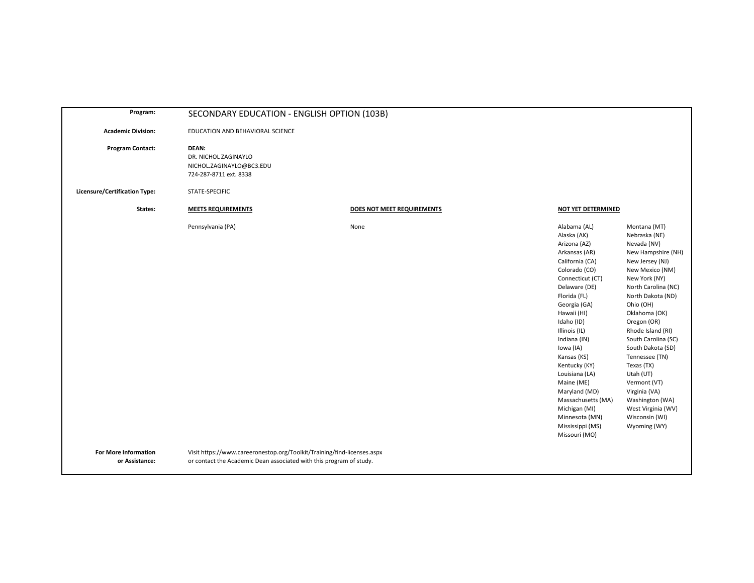**Program:** SECONDARY EDUCATION - ENGLISH OPTION (103B)

**Academic Division:** EDUCATION AND BEHAVIORAL SCIENCE

**Program Contact:** **DEAN:**
DR. NICHOL ZAGINAYLO
NICHOL.ZAGINAYLO@BC3.EDU
724-287-8711 ext. 8338

**Licensure/Certification Type:** STATE-SPECIFIC

**States:**

| MEETS REQUIREMENTS | DOES NOT MEET REQUIREMENTS | NOT YET DETERMINED | |
|---|---|---|---|
| Pennsylvania (PA) | None | Alabama (AL) | Montana (MT) |
| | | Alaska (AK) | Nebraska (NE) |
| | | Arizona (AZ) | Nevada (NV) |
| | | Arkansas (AR) | New Hampshire (NH) |
| | | California (CA) | New Jersey (NJ) |
| | | Colorado (CO) | New Mexico (NM) |
| | | Connecticut (CT) | New York (NY) |
| | | Delaware (DE) | North Carolina (NC) |
| | | Florida (FL) | North Dakota (ND) |
| | | Georgia (GA) | Ohio (OH) |
| | | Hawaii (HI) | Oklahoma (OK) |
| | | Idaho (ID) | Oregon (OR) |
| | | Illinois (IL) | Rhode Island (RI) |
| | | Indiana (IN) | South Carolina (SC) |
| | | Iowa (IA) | South Dakota (SD) |
| | | Kansas (KS) | Tennessee (TN) |
| | | Kentucky (KY) | Texas (TX) |
| | | Louisiana (LA) | Utah (UT) |
| | | Maine (ME) | Vermont (VT) |
| | | Maryland (MD) | Virginia (VA) |
| | | Massachusetts (MA) | Washington (WA) |
| | | Michigan (MI) | West Virginia (WV) |
| | | Minnesota (MN) | Wisconsin (WI) |
| | | Mississippi (MS) | Wyoming (WY) |
| | | Missouri (MO) | |

**For More Information or Assistance:** Visit https://www.careeronestop.org/Toolkit/Training/find-licenses.aspx or contact the Academic Dean associated with this program of study.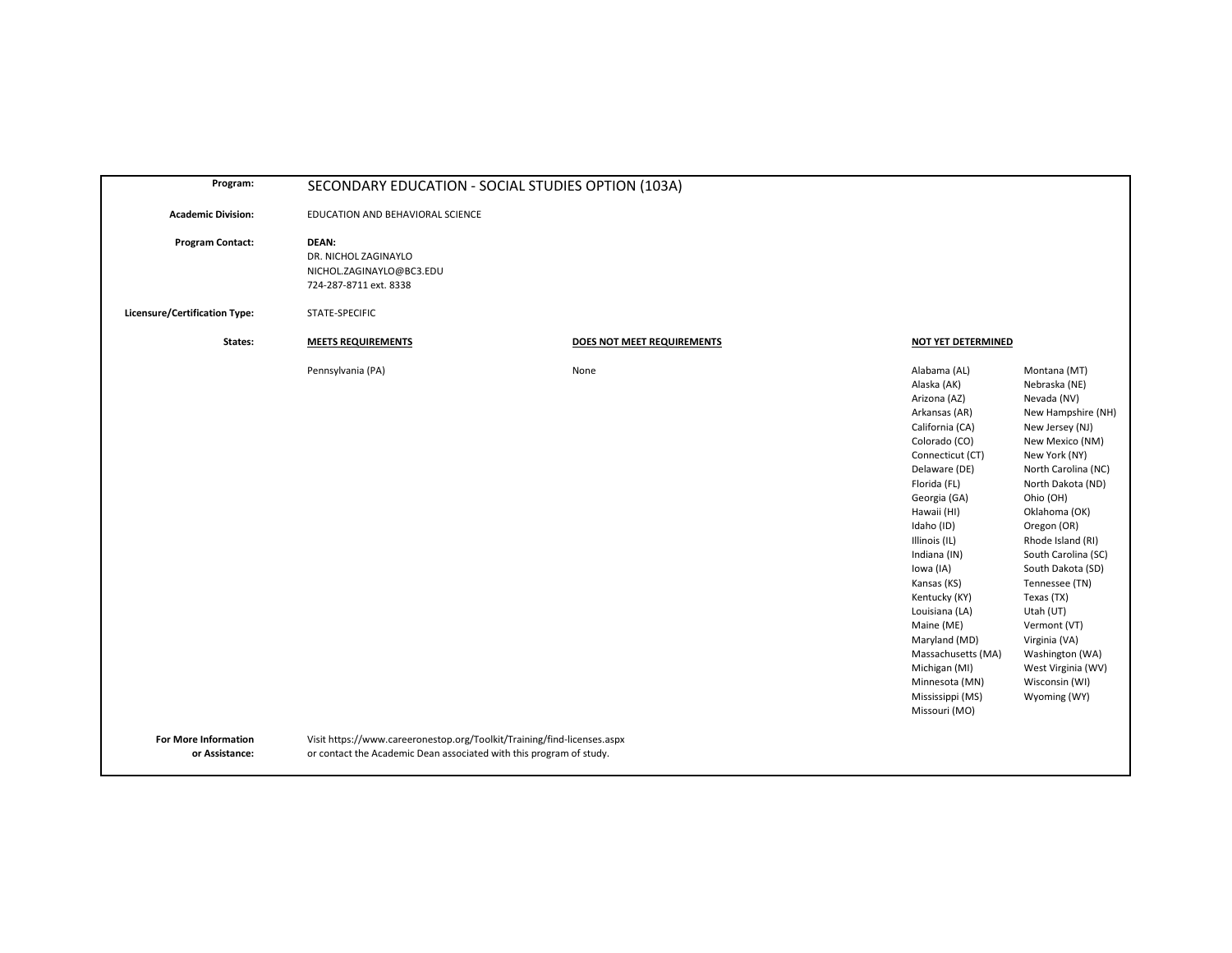**Program:** SECONDARY EDUCATION - SOCIAL STUDIES OPTION (103A)

**Academic Division:** EDUCATION AND BEHAVIORAL SCIENCE

**Program Contact:** **DEAN:**
DR. NICHOL ZAGINAYLO
NICHOL.ZAGINAYLO@BC3.EDU
724-287-8711 ext. 8338

**Licensure/Certification Type:** STATE-SPECIFIC

**States:**

| MEETS REQUIREMENTS | DOES NOT MEET REQUIREMENTS | NOT YET DETERMINED | |
|---|---|---|---|
| Pennsylvania (PA) | None | Alabama (AL) | Montana (MT) |
| | | Alaska (AK) | Nebraska (NE) |
| | | Arizona (AZ) | Nevada (NV) |
| | | Arkansas (AR) | New Hampshire (NH) |
| | | California (CA) | New Jersey (NJ) |
| | | Colorado (CO) | New Mexico (NM) |
| | | Connecticut (CT) | New York (NY) |
| | | Delaware (DE) | North Carolina (NC) |
| | | Florida (FL) | North Dakota (ND) |
| | | Georgia (GA) | Ohio (OH) |
| | | Hawaii (HI) | Oklahoma (OK) |
| | | Idaho (ID) | Oregon (OR) |
| | | Illinois (IL) | Rhode Island (RI) |
| | | Indiana (IN) | South Carolina (SC) |
| | | Iowa (IA) | South Dakota (SD) |
| | | Kansas (KS) | Tennessee (TN) |
| | | Kentucky (KY) | Texas (TX) |
| | | Louisiana (LA) | Utah (UT) |
| | | Maine (ME) | Vermont (VT) |
| | | Maryland (MD) | Virginia (VA) |
| | | Massachusetts (MA) | Washington (WA) |
| | | Michigan (MI) | West Virginia (WV) |
| | | Minnesota (MN) | Wisconsin (WI) |
| | | Mississippi (MS) | Wyoming (WY) |
| | | Missouri (MO) | |

**For More Information or Assistance:** Visit https://www.careeronestop.org/Toolkit/Training/find-licenses.aspx or contact the Academic Dean associated with this program of study.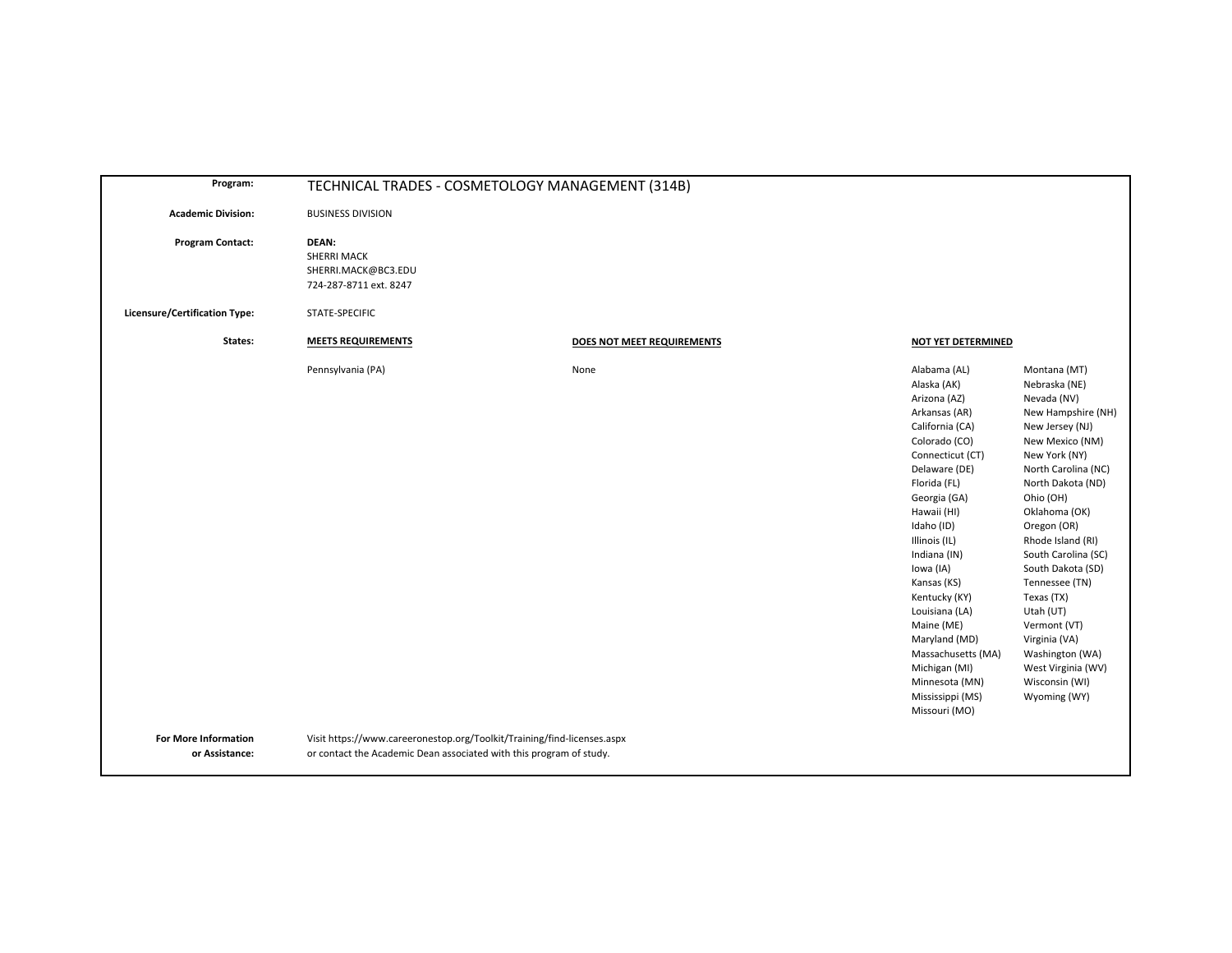| | |
|---|---|
| **Program:** | TECHNICAL TRADES - COSMETOLOGY MANAGEMENT (314B) |
| **Academic Division:** | BUSINESS DIVISION |
| **Program Contact:** | **DEAN:**<br>SHERRI MACK<br>SHERRI.MACK@BC3.EDU<br>724-287-8711 ext. 8247 |
| **Licensure/Certification Type:** | STATE-SPECIFIC |

**States:**

| MEETS REQUIREMENTS | DOES NOT MEET REQUIREMENTS | NOT YET DETERMINED | |
|---|---|---|---|
| Pennsylvania (PA) | None | Alabama (AL) | Montana (MT) |
| | | Alaska (AK) | Nebraska (NE) |
| | | Arizona (AZ) | Nevada (NV) |
| | | Arkansas (AR) | New Hampshire (NH) |
| | | California (CA) | New Jersey (NJ) |
| | | Colorado (CO) | New Mexico (NM) |
| | | Connecticut (CT) | New York (NY) |
| | | Delaware (DE) | North Carolina (NC) |
| | | Florida (FL) | North Dakota (ND) |
| | | Georgia (GA) | Ohio (OH) |
| | | Hawaii (HI) | Oklahoma (OK) |
| | | Idaho (ID) | Oregon (OR) |
| | | Illinois (IL) | Rhode Island (RI) |
| | | Indiana (IN) | South Carolina (SC) |
| | | Iowa (IA) | South Dakota (SD) |
| | | Kansas (KS) | Tennessee (TN) |
| | | Kentucky (KY) | Texas (TX) |
| | | Louisiana (LA) | Utah (UT) |
| | | Maine (ME) | Vermont (VT) |
| | | Maryland (MD) | Virginia (VA) |
| | | Massachusetts (MA) | Washington (WA) |
| | | Michigan (MI) | West Virginia (WV) |
| | | Minnesota (MN) | Wisconsin (WI) |
| | | Mississippi (MS) | Wyoming (WY) |
| | | Missouri (MO) | |

**For More Information or Assistance:** Visit https://www.careeronestop.org/Toolkit/Training/find-licenses.aspx or contact the Academic Dean associated with this program of study.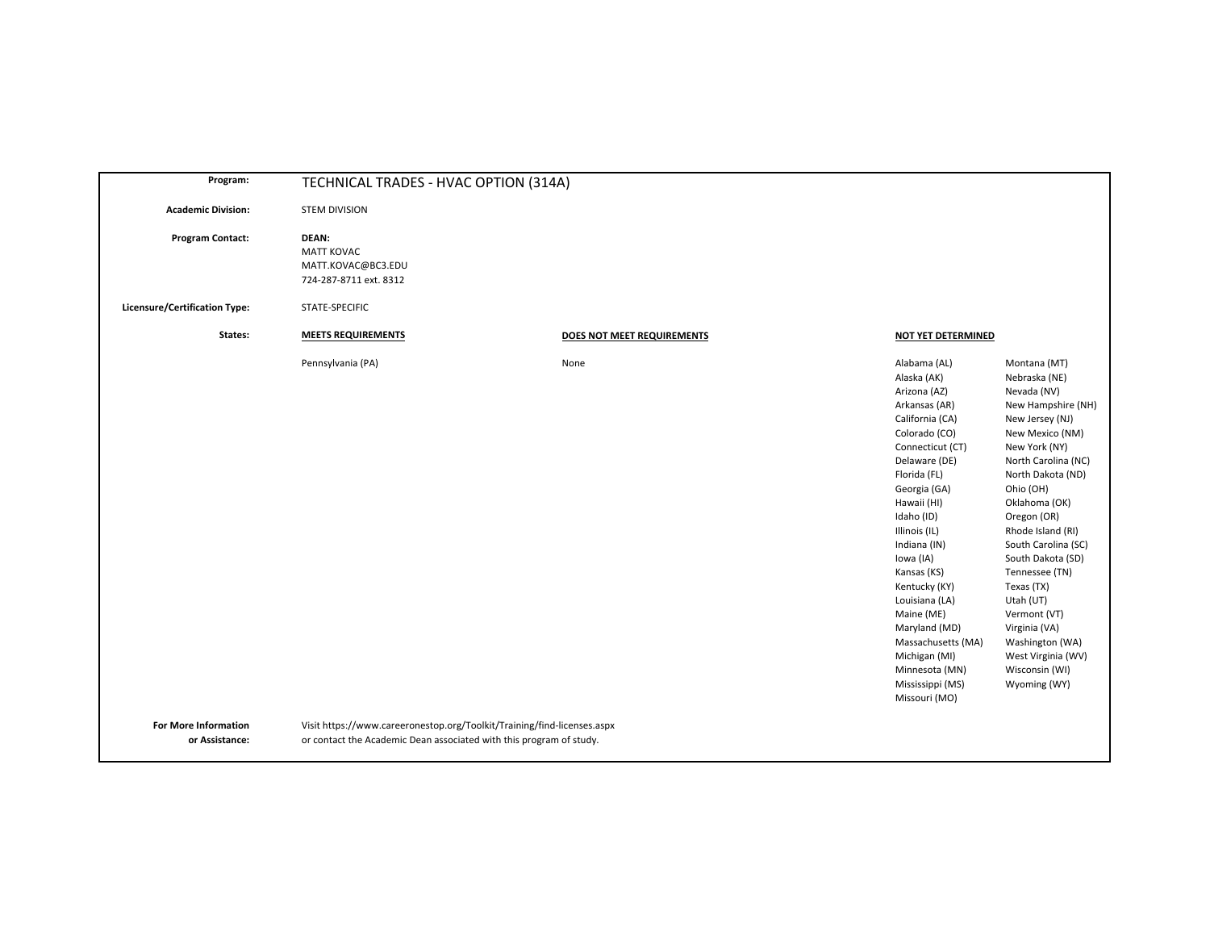| | |
|---|---|
| **Program:** | TECHNICAL TRADES - HVAC OPTION (314A) |
| **Academic Division:** | STEM DIVISION |
| **Program Contact:** | **DEAN:**<br>MATT KOVAC<br>MATT.KOVAC@BC3.EDU<br>724-287-8711 ext. 8312 |
| **Licensure/Certification Type:** | STATE-SPECIFIC |

**States:**

| MEETS REQUIREMENTS | DOES NOT MEET REQUIREMENTS | NOT YET DETERMINED | |
|---|---|---|---|
| Pennsylvania (PA) | None | Alabama (AL) | Montana (MT) |
| | | Alaska (AK) | Nebraska (NE) |
| | | Arizona (AZ) | Nevada (NV) |
| | | Arkansas (AR) | New Hampshire (NH) |
| | | California (CA) | New Jersey (NJ) |
| | | Colorado (CO) | New Mexico (NM) |
| | | Connecticut (CT) | New York (NY) |
| | | Delaware (DE) | North Carolina (NC) |
| | | Florida (FL) | North Dakota (ND) |
| | | Georgia (GA) | Ohio (OH) |
| | | Hawaii (HI) | Oklahoma (OK) |
| | | Idaho (ID) | Oregon (OR) |
| | | Illinois (IL) | Rhode Island (RI) |
| | | Indiana (IN) | South Carolina (SC) |
| | | Iowa (IA) | South Dakota (SD) |
| | | Kansas (KS) | Tennessee (TN) |
| | | Kentucky (KY) | Texas (TX) |
| | | Louisiana (LA) | Utah (UT) |
| | | Maine (ME) | Vermont (VT) |
| | | Maryland (MD) | Virginia (VA) |
| | | Massachusetts (MA) | Washington (WA) |
| | | Michigan (MI) | West Virginia (WV) |
| | | Minnesota (MN) | Wisconsin (WI) |
| | | Mississippi (MS) | Wyoming (WY) |
| | | Missouri (MO) | |

**For More Information or Assistance:** Visit https://www.careeronestop.org/Toolkit/Training/find-licenses.aspx or contact the Academic Dean associated with this program of study.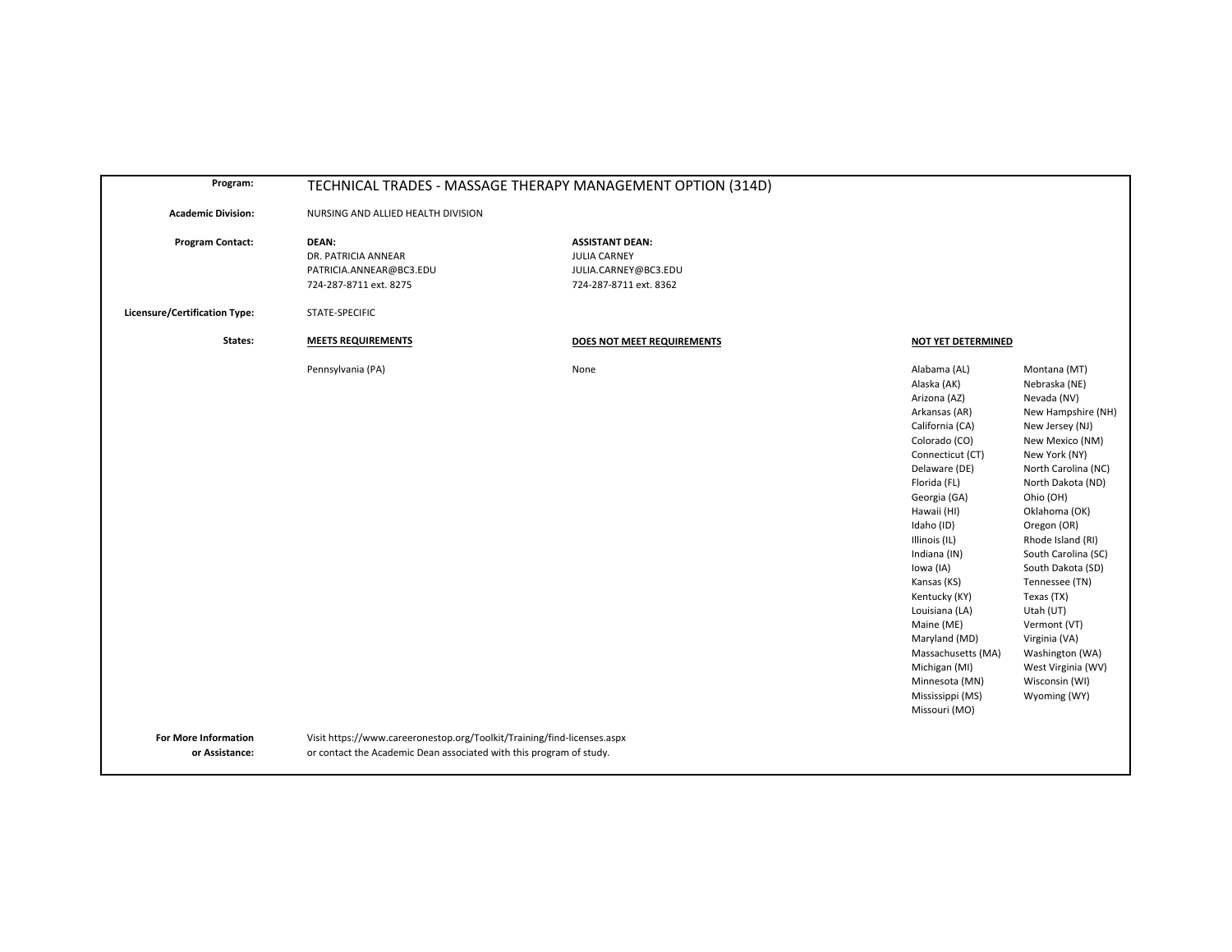| | | | |
|---|---|---|---|
| **Program:** | TECHNICAL TRADES - MASSAGE THERAPY MANAGEMENT OPTION (314D) | | |
| **Academic Division:** | NURSING AND ALLIED HEALTH DIVISION | | |
| **Program Contact:** | **DEAN:**<br>DR. PATRICIA ANNEAR<br>PATRICIA.ANNEAR@BC3.EDU<br>724-287-8711 ext. 8275 | **ASSISTANT DEAN:**<br>JULIA CARNEY<br>JULIA.CARNEY@BC3.EDU<br>724-287-8711 ext. 8362 | |
| **Licensure/Certification Type:** | STATE-SPECIFIC | | |
| **States:** | **MEETS REQUIREMENTS** | **DOES NOT MEET REQUIREMENTS** | **NOT YET DETERMINED** |
| | Pennsylvania (PA) | None | Alabama (AL)<br>Alaska (AK)<br>Arizona (AZ)<br>Arkansas (AR)<br>California (CA)<br>Colorado (CO)<br>Connecticut (CT)<br>Delaware (DE)<br>Florida (FL)<br>Georgia (GA)<br>Hawaii (HI)<br>Idaho (ID)<br>Illinois (IL)<br>Indiana (IN)<br>Iowa (IA)<br>Kansas (KS)<br>Kentucky (KY)<br>Louisiana (LA)<br>Maine (ME)<br>Maryland (MD)<br>Massachusetts (MA)<br>Michigan (MI)<br>Minnesota (MN)<br>Mississippi (MS)<br>Missouri (MO)<br>Montana (MT)<br>Nebraska (NE)<br>Nevada (NV)<br>New Hampshire (NH)<br>New Jersey (NJ)<br>New Mexico (NM)<br>New York (NY)<br>North Carolina (NC)<br>North Dakota (ND)<br>Ohio (OH)<br>Oklahoma (OK)<br>Oregon (OR)<br>Rhode Island (RI)<br>South Carolina (SC)<br>South Dakota (SD)<br>Tennessee (TN)<br>Texas (TX)<br>Utah (UT)<br>Vermont (VT)<br>Virginia (VA)<br>Washington (WA)<br>West Virginia (WV)<br>Wisconsin (WI)<br>Wyoming (WY) |
| **For More Information or Assistance:** | Visit https://www.careeronestop.org/Toolkit/Training/find-licenses.aspx or contact the Academic Dean associated with this program of study. | | |